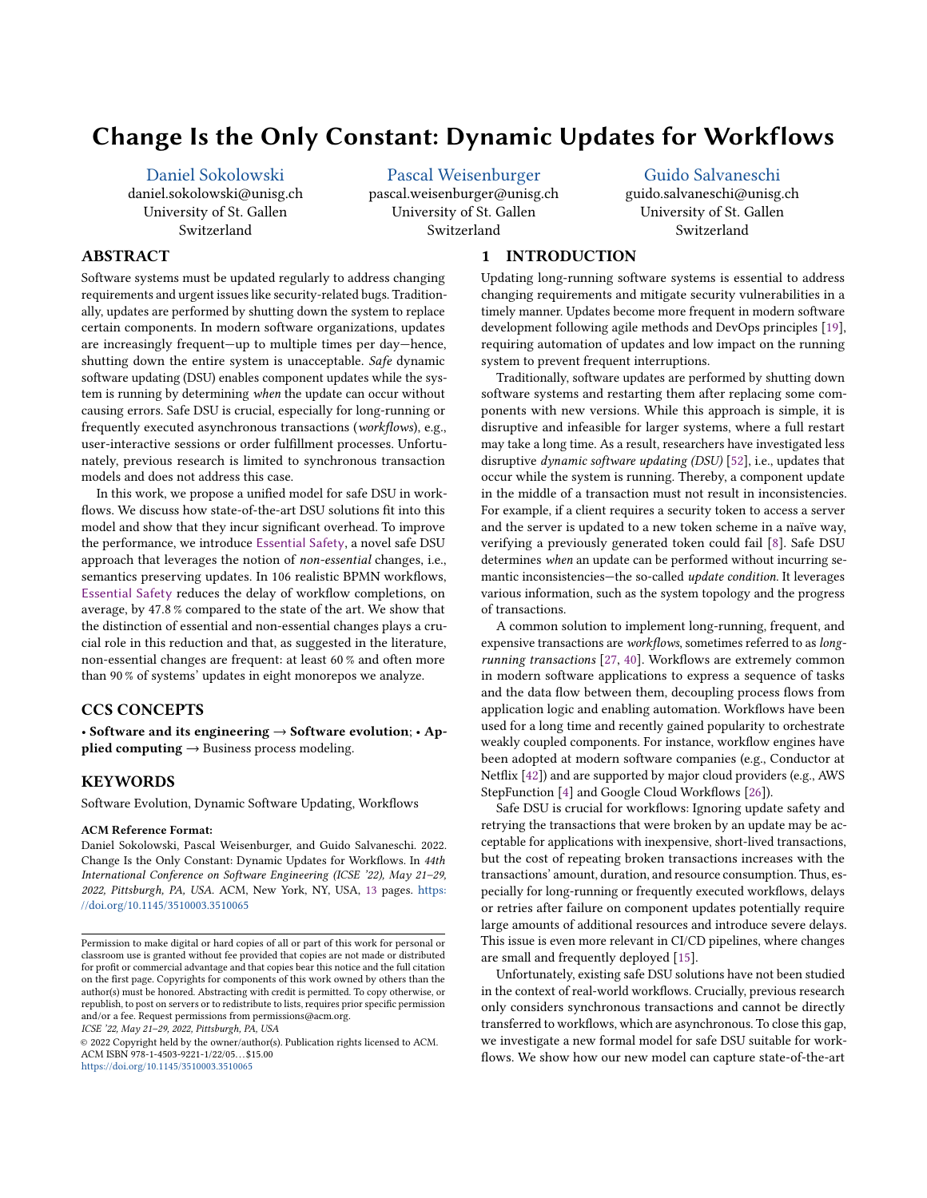# Change Is the Only Constant: Dynamic Updates for Workflows

Daniel Sokolowski
daniel.sokolowski@unisg.ch
University of St. Gallen
Switzerland

Pascal Weisenburger
pascal.weisenburger@unisg.ch
University of St. Gallen
Switzerland

Guido Salvaneschi
guido.salvaneschi@unisg.ch
University of St. Gallen
Switzerland

## ABSTRACT

Software systems must be updated regularly to address changing requirements and urgent issues like security-related bugs. Traditionally, updates are performed by shutting down the system to replace certain components. In modern software organizations, updates are increasingly frequent—up to multiple times per day—hence, shutting down the entire system is unacceptable. *Safe* dynamic software updating (DSU) enables component updates while the system is running by determining *when* the update can occur without causing errors. Safe DSU is crucial, especially for long-running or frequently executed asynchronous transactions (*workflows*), e.g., user-interactive sessions or order fulfillment processes. Unfortunately, previous research is limited to synchronous transaction models and does not address this case.

In this work, we propose a unified model for safe DSU in workflows. We discuss how state-of-the-art DSU solutions fit into this model and show that they incur significant overhead. To improve the performance, we introduce Essential Safety, a novel safe DSU approach that leverages the notion of *non-essential* changes, i.e., semantics preserving updates. In 106 realistic BPMN workflows, Essential Safety reduces the delay of workflow completions, on average, by 47.8 % compared to the state of the art. We show that the distinction of essential and non-essential changes plays a crucial role in this reduction and that, as suggested in the literature, non-essential changes are frequent: at least 60 % and often more than 90 % of systems' updates in eight monorepos we analyze.

## CCS CONCEPTS

• **Software and its engineering** → **Software evolution**; • **Applied computing** → Business process modeling.

## KEYWORDS

Software Evolution, Dynamic Software Updating, Workflows

**ACM Reference Format:**
Daniel Sokolowski, Pascal Weisenburger, and Guido Salvaneschi. 2022. Change Is the Only Constant: Dynamic Updates for Workflows. In *44th International Conference on Software Engineering (ICSE '22), May 21–29, 2022, Pittsburgh, PA, USA*. ACM, New York, NY, USA, 13 pages. https://doi.org/10.1145/3510003.3510065

Permission to make digital or hard copies of all or part of this work for personal or classroom use is granted without fee provided that copies are not made or distributed for profit or commercial advantage and that copies bear this notice and the full citation on the first page. Copyrights for components of this work owned by others than the author(s) must be honored. Abstracting with credit is permitted. To copy otherwise, or republish, to post on servers or to redistribute to lists, requires prior specific permission and/or a fee. Request permissions from permissions@acm.org.
*ICSE '22, May 21–29, 2022, Pittsburgh, PA, USA*
© 2022 Copyright held by the owner/author(s). Publication rights licensed to ACM.
ACM ISBN 978-1-4503-9221-1/22/05...$15.00
https://doi.org/10.1145/3510003.3510065

## 1 INTRODUCTION

Updating long-running software systems is essential to address changing requirements and mitigate security vulnerabilities in a timely manner. Updates become more frequent in modern software development following agile methods and DevOps principles [19], requiring automation of updates and low impact on the running system to prevent frequent interruptions.

Traditionally, software updates are performed by shutting down software systems and restarting them after replacing some components with new versions. While this approach is simple, it is disruptive and infeasible for larger systems, where a full restart may take a long time. As a result, researchers have investigated less disruptive *dynamic software updating (DSU)* [52], i.e., updates that occur while the system is running. Thereby, a component update in the middle of a transaction must not result in inconsistencies. For example, if a client requires a security token to access a server and the server is updated to a new token scheme in a naïve way, verifying a previously generated token could fail [8]. Safe DSU determines *when* an update can be performed without incurring semantic inconsistencies—the so-called *update condition*. It leverages various information, such as the system topology and the progress of transactions.

A common solution to implement long-running, frequent, and expensive transactions are *workflows*, sometimes referred to as *long-running transactions* [27, 40]. Workflows are extremely common in modern software applications to express a sequence of tasks and the data flow between them, decoupling process flows from application logic and enabling automation. Workflows have been used for a long time and recently gained popularity to orchestrate weakly coupled components. For instance, workflow engines have been adopted at modern software companies (e.g., Conductor at Netflix [42]) and are supported by major cloud providers (e.g., AWS StepFunction [4] and Google Cloud Workflows [26]).

Safe DSU is crucial for workflows: Ignoring update safety and retrying the transactions that were broken by an update may be acceptable for applications with inexpensive, short-lived transactions, but the cost of repeating broken transactions increases with the transactions' amount, duration, and resource consumption. Thus, especially for long-running or frequently executed workflows, delays or retries after failure on component updates potentially require large amounts of additional resources and introduce severe delays. This issue is even more relevant in CI/CD pipelines, where changes are small and frequently deployed [15].

Unfortunately, existing safe DSU solutions have not been studied in the context of real-world workflows. Crucially, previous research only considers synchronous transactions and cannot be directly transferred to workflows, which are asynchronous. To close this gap, we investigate a new formal model for safe DSU suitable for workflows. We show how our new model can capture state-of-the-art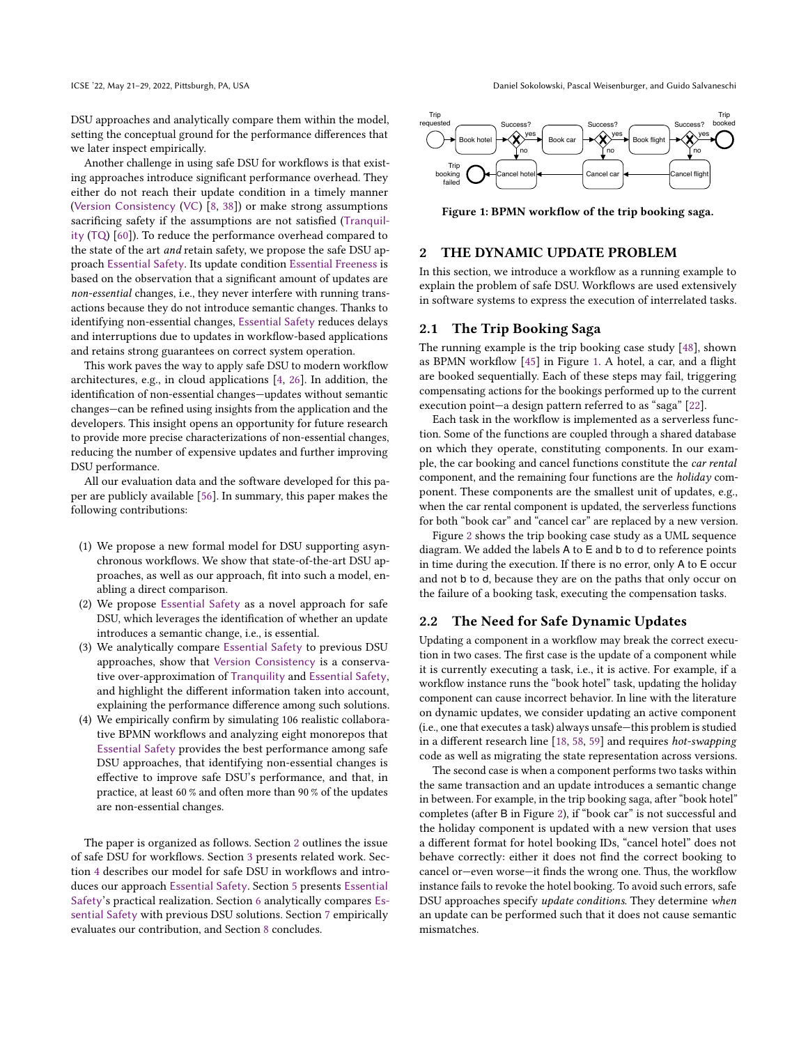DSU approaches and analytically compare them within the model, setting the conceptual ground for the performance differences that we later inspect empirically.

Another challenge in using safe DSU for workflows is that existing approaches introduce significant performance overhead. They either do not reach their update condition in a timely manner (Version Consistency (VC) [8, 38]) or make strong assumptions sacrificing safety if the assumptions are not satisfied (Tranquility (TQ) [60]). To reduce the performance overhead compared to the state of the art *and* retain safety, we propose the safe DSU approach Essential Safety. Its update condition Essential Freeness is based on the observation that a significant amount of updates are *non-essential* changes, i.e., they never interfere with running transactions because they do not introduce semantic changes. Thanks to identifying non-essential changes, Essential Safety reduces delays and interruptions due to updates in workflow-based applications and retains strong guarantees on correct system operation.

This work paves the way to apply safe DSU to modern workflow architectures, e.g., in cloud applications [4, 26]. In addition, the identification of non-essential changes—updates without semantic changes—can be refined using insights from the application and the developers. This insight opens an opportunity for future research to provide more precise characterizations of non-essential changes, reducing the number of expensive updates and further improving DSU performance.

All our evaluation data and the software developed for this paper are publicly available [56]. In summary, this paper makes the following contributions:

1. We propose a new formal model for DSU supporting asynchronous workflows. We show that state-of-the-art DSU approaches, as well as our approach, fit into such a model, enabling a direct comparison.
2. We propose Essential Safety as a novel approach for safe DSU, which leverages the identification of whether an update introduces a semantic change, i.e., is essential.
3. We analytically compare Essential Safety to previous DSU approaches, show that Version Consistency is a conservative over-approximation of Tranquility and Essential Safety, and highlight the different information taken into account, explaining the performance difference among such solutions.
4. We empirically confirm by simulating 106 realistic collaborative BPMN workflows and analyzing eight monorepos that Essential Safety provides the best performance among safe DSU approaches, that identifying non-essential changes is effective to improve safe DSU's performance, and that, in practice, at least 60 % and often more than 90 % of the updates are non-essential changes.

The paper is organized as follows. Section 2 outlines the issue of safe DSU for workflows. Section 3 presents related work. Section 4 describes our model for safe DSU in workflows and introduces our approach Essential Safety. Section 5 presents Essential Safety's practical realization. Section 6 analytically compares Essential Safety with previous DSU solutions. Section 7 empirically evaluates our contribution, and Section 8 concludes.

Figure 1: BPMN workflow of the trip booking saga.

## 2 THE DYNAMIC UPDATE PROBLEM

In this section, we introduce a workflow as a running example to explain the problem of safe DSU. Workflows are used extensively in software systems to express the execution of interrelated tasks.

### 2.1 The Trip Booking Saga

The running example is the trip booking case study [48], shown as BPMN workflow [45] in Figure 1. A hotel, a car, and a flight are booked sequentially. Each of these steps may fail, triggering compensating actions for the bookings performed up to the current execution point—a design pattern referred to as "saga" [22].

Each task in the workflow is implemented as a serverless function. Some of the functions are coupled through a shared database on which they operate, constituting components. In our example, the car booking and cancel functions constitute the *car rental* component, and the remaining four functions are the *holiday* component. These components are the smallest unit of updates, e.g., when the car rental component is updated, the serverless functions for both "book car" and "cancel car" are replaced by a new version.

Figure 2 shows the trip booking case study as a UML sequence diagram. We added the labels A to E and b to d to reference points in time during the execution. If there is no error, only A to E occur and not b to d, because they are on the paths that only occur on the failure of a booking task, executing the compensation tasks.

### 2.2 The Need for Safe Dynamic Updates

Updating a component in a workflow may break the correct execution in two cases. The first case is the update of a component while it is currently executing a task, i.e., it is active. For example, if a workflow instance runs the "book hotel" task, updating the holiday component can cause incorrect behavior. In line with the literature on dynamic updates, we consider updating an active component (i.e., one that executes a task) always unsafe—this problem is studied in a different research line [18, 58, 59] and requires *hot-swapping* code as well as migrating the state representation across versions.

The second case is when a component performs two tasks within the same transaction and an update introduces a semantic change in between. For example, in the trip booking saga, after "book hotel" completes (after B in Figure 2), if "book car" is not successful and the holiday component is updated with a new version that uses a different format for hotel booking IDs, "cancel hotel" does not behave correctly: either it does not find the correct booking to cancel or—even worse—it finds the wrong one. Thus, the workflow instance fails to revoke the hotel booking. To avoid such errors, safe DSU approaches specify *update conditions*. They determine *when* an update can be performed such that it does not cause semantic mismatches.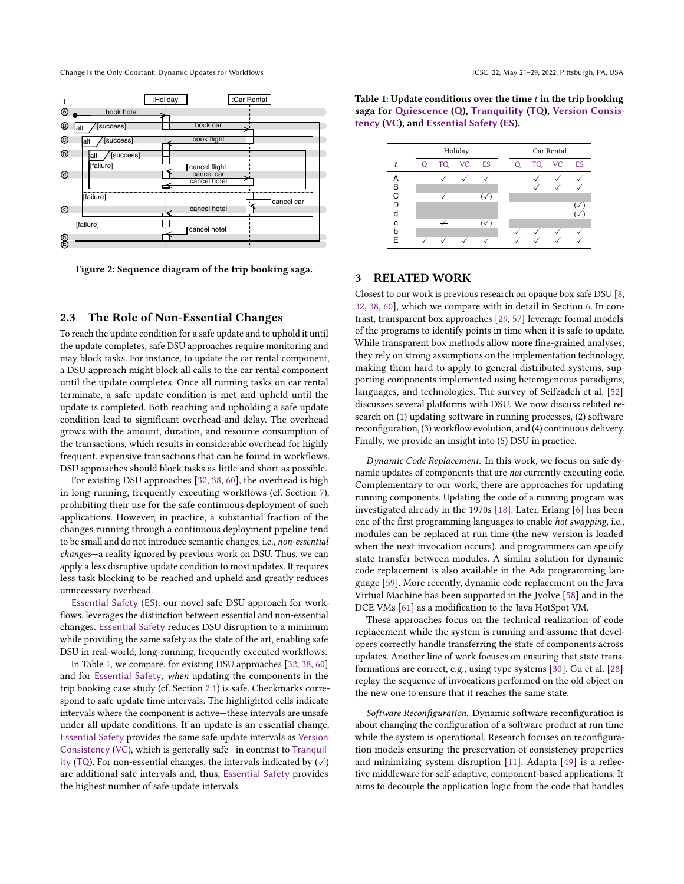Figure 2: Sequence diagram of the trip booking saga.

## 2.3 The Role of Non-Essential Changes

To reach the update condition for a safe update and to uphold it until the update completes, safe DSU approaches require monitoring and may block tasks. For instance, to update the car rental component, a DSU approach might block all calls to the car rental component until the update completes. Once all running tasks on car rental terminate, a safe update condition is met and upheld until the update is completed. Both reaching and upholding a safe update condition lead to significant overhead and delay. The overhead grows with the amount, duration, and resource consumption of the transactions, which results in considerable overhead for highly frequent, expensive transactions that can be found in workflows. DSU approaches should block tasks as little and short as possible.

For existing DSU approaches [32, 38, 60], the overhead is high in long-running, frequently executing workflows (cf. Section 7), prohibiting their use for the safe continuous deployment of such applications. However, in practice, a substantial fraction of the changes running through a continuous deployment pipeline tend to be small and do not introduce semantic changes, i.e., *non-essential changes*—a reality ignored by previous work on DSU. Thus, we can apply a less disruptive update condition to most updates. It requires less task blocking to be reached and upheld and greatly reduces unnecessary overhead.

Essential Safety (ES), our novel safe DSU approach for workflows, leverages the distinction between essential and non-essential changes. Essential Safety reduces DSU disruption to a minimum while providing the same safety as the state of the art, enabling safe DSU in real-world, long-running, frequently executed workflows.

In Table 1, we compare, for existing DSU approaches [32, 38, 60] and for Essential Safety, *when* updating the components in the trip booking case study (cf. Section 2.1) is safe. Checkmarks correspond to safe update time intervals. The highlighted cells indicate intervals where the component is active—these intervals are unsafe under all update conditions. If an update is an essential change, Essential Safety provides the same safe update intervals as Version Consistency (VC), which is generally safe—in contrast to Tranquility (TQ). For non-essential changes, the intervals indicated by (✓) are additional safe intervals and, thus, Essential Safety provides the highest number of safe update intervals.

**Table 1: Update conditions over the time $t$ in the trip booking saga for Quiescence (Q), Tranquility (TQ), Version Consistency (VC), and Essential Safety (ES).**

| | Holiday | | | | Car Rental | | | |
|---|---|---|---|---|---|---|---|---|
| $t$ | Q | TQ | VC | ES | Q | TQ | VC | ES |
| A | | ✓ | ✓ | ✓ | | ✓ | ✓ | ✓ |
| B | | | | | | ✓ | ✓ | ✓ |
| C | | ✓̸ | | (✓) | | | | |
| D | | | | | | | | (✓) |
| d | | | | | | | | (✓) |
| c | | ✓̸ | | (✓) | | | | |
| b | | | | | ✓ | ✓ | ✓ | ✓ |
| E | ✓ | ✓ | ✓ | ✓ | ✓ | ✓ | ✓ | ✓ |

## 3 RELATED WORK

Closest to our work is previous research on opaque box safe DSU [8, 32, 38, 60], which we compare with in detail in Section 6. In contrast, transparent box approaches [29, 57] leverage formal models of the programs to identify points in time when it is safe to update. While transparent box methods allow more fine-grained analyses, they rely on strong assumptions on the implementation technology, making them hard to apply to general distributed systems, supporting components implemented using heterogeneous paradigms, languages, and technologies. The survey of Seifzadeh et al. [52] discusses several platforms with DSU. We now discuss related research on (1) updating software in running processes, (2) software reconfiguration, (3) workflow evolution, and (4) continuous delivery. Finally, we provide an insight into (5) DSU in practice.

*Dynamic Code Replacement.* In this work, we focus on safe dynamic updates of components that are *not* currently executing code. Complementary to our work, there are approaches for updating running components. Updating the code of a running program was investigated already in the 1970s [18]. Later, Erlang [6] has been one of the first programming languages to enable *hot swapping*, i.e., modules can be replaced at run time (the new version is loaded when the next invocation occurs), and programmers can specify state transfer between modules. A similar solution for dynamic code replacement is also available in the Ada programming language [59]. More recently, dynamic code replacement on the Java Virtual Machine has been supported in the Jvolve [58] and in the DCE VMs [61] as a modification to the Java HotSpot VM.

These approaches focus on the technical realization of code replacement while the system is running and assume that developers correctly handle transferring the state of components across updates. Another line of work focuses on ensuring that state transformations are correct, e.g., using type systems [30]. Gu et al. [28] replay the sequence of invocations performed on the old object on the new one to ensure that it reaches the same state.

*Software Reconfiguration.* Dynamic software reconfiguration is about changing the configuration of a software product at run time while the system is operational. Research focuses on reconfiguration models ensuring the preservation of consistency properties and minimizing system disruption [11]. Adapta [49] is a reflective middleware for self-adaptive, component-based applications. It aims to decouple the application logic from the code that handles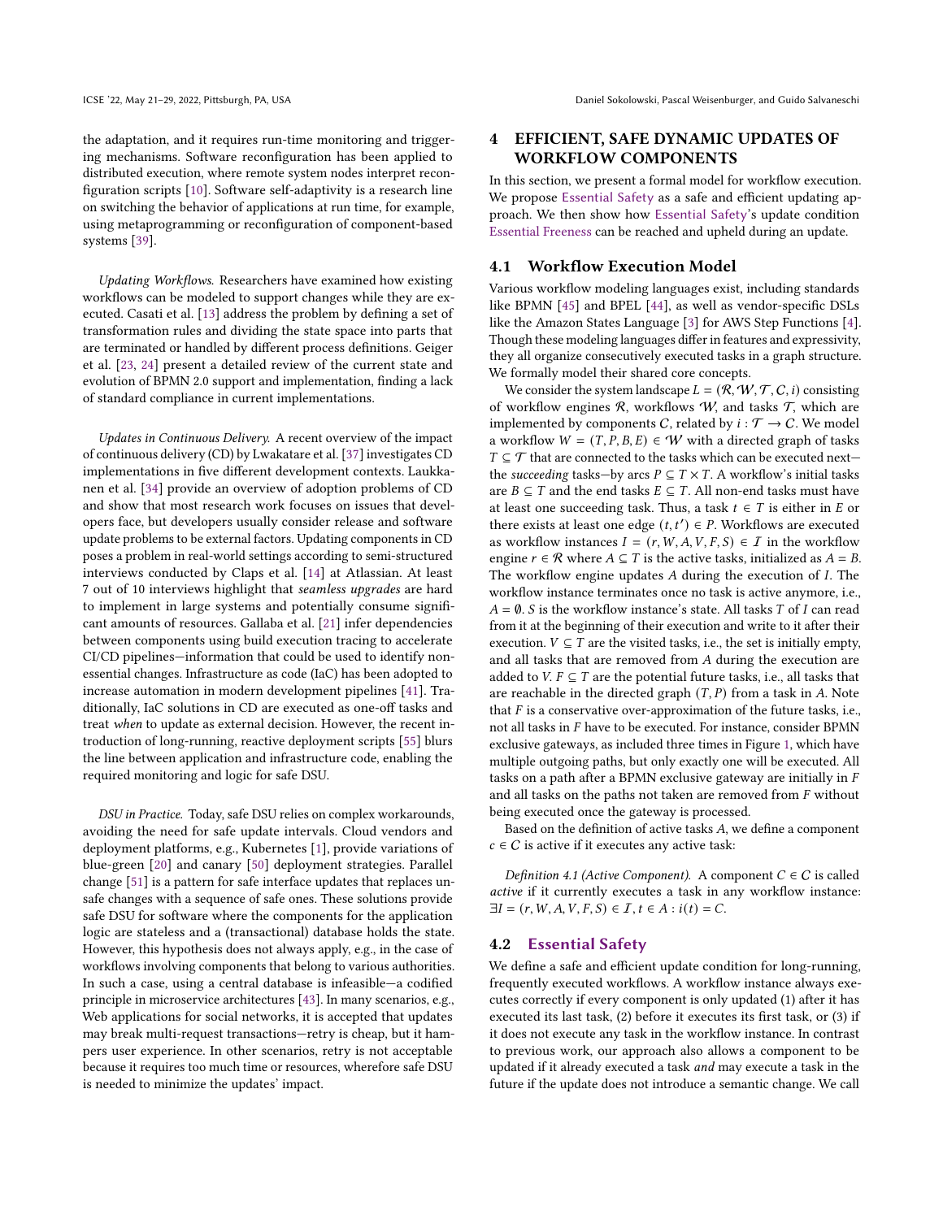the adaptation, and it requires run-time monitoring and triggering mechanisms. Software reconfiguration has been applied to distributed execution, where remote system nodes interpret reconfiguration scripts [10]. Software self-adaptivity is a research line on switching the behavior of applications at run time, for example, using metaprogramming or reconfiguration of component-based systems [39].

*Updating Workflows.* Researchers have examined how existing workflows can be modeled to support changes while they are executed. Casati et al. [13] address the problem by defining a set of transformation rules and dividing the state space into parts that are terminated or handled by different process definitions. Geiger et al. [23, 24] present a detailed review of the current state and evolution of BPMN 2.0 support and implementation, finding a lack of standard compliance in current implementations.

*Updates in Continuous Delivery.* A recent overview of the impact of continuous delivery (CD) by Lwakatare et al. [37] investigates CD implementations in five different development contexts. Laukkanen et al. [34] provide an overview of adoption problems of CD and show that most research work focuses on issues that developers face, but developers usually consider release and software update problems to be external factors. Updating components in CD poses a problem in real-world settings according to semi-structured interviews conducted by Claps et al. [14] at Atlassian. At least 7 out of 10 interviews highlight that *seamless upgrades* are hard to implement in large systems and potentially consume significant amounts of resources. Gallaba et al. [21] infer dependencies between components using build execution tracing to accelerate CI/CD pipelines—information that could be used to identify non-essential changes. Infrastructure as code (IaC) has been adopted to increase automation in modern development pipelines [41]. Traditionally, IaC solutions in CD are executed as one-off tasks and treat *when* to update as external decision. However, the recent introduction of long-running, reactive deployment scripts [55] blurs the line between application and infrastructure code, enabling the required monitoring and logic for safe DSU.

*DSU in Practice.* Today, safe DSU relies on complex workarounds, avoiding the need for safe update intervals. Cloud vendors and deployment platforms, e.g., Kubernetes [1], provide variations of blue-green [20] and canary [50] deployment strategies. Parallel change [51] is a pattern for safe interface updates that replaces unsafe changes with a sequence of safe ones. These solutions provide safe DSU for software where the components for the application logic are stateless and a (transactional) database holds the state. However, this hypothesis does not always apply, e.g., in the case of workflows involving components that belong to various authorities. In such a case, using a central database is infeasible—a codified principle in microservice architectures [43]. In many scenarios, e.g., Web applications for social networks, it is accepted that updates may break multi-request transactions—retry is cheap, but it hampers user experience. In other scenarios, retry is not acceptable because it requires too much time or resources, wherefore safe DSU is needed to minimize the updates' impact.

# 4 EFFICIENT, SAFE DYNAMIC UPDATES OF WORKFLOW COMPONENTS

In this section, we present a formal model for workflow execution. We propose Essential Safety as a safe and efficient updating approach. We then show how Essential Safety's update condition Essential Freeness can be reached and upheld during an update.

## 4.1 Workflow Execution Model

Various workflow modeling languages exist, including standards like BPMN [45] and BPEL [44], as well as vendor-specific DSLs like the Amazon States Language [3] for AWS Step Functions [4]. Though these modeling languages differ in features and expressivity, they all organize consecutively executed tasks in a graph structure. We formally model their shared core concepts.

We consider the system landscape $L = (\mathcal{R}, \mathcal{W}, \mathcal{T}, \mathcal{C}, i)$ consisting of workflow engines $\mathcal{R}$, workflows $\mathcal{W}$, and tasks $\mathcal{T}$, which are implemented by components $\mathcal{C}$, related by $i : \mathcal{T} \to \mathcal{C}$. We model a workflow $W = (T, P, B, E) \in \mathcal{W}$ with a directed graph of tasks $T \subseteq \mathcal{T}$ that are connected to the tasks which can be executed next—the *succeeding* tasks—by arcs $P \subseteq T \times T$. A workflow's initial tasks are $B \subseteq T$ and the end tasks $E \subseteq T$. All non-end tasks must have at least one succeeding task. Thus, a task $t \in T$ is either in $E$ or there exists at least one edge $(t, t') \in P$. Workflows are executed as workflow instances $I = (r, W, A, V, F, S) \in \mathcal{I}$ in the workflow engine $r \in \mathcal{R}$ where $A \subseteq T$ is the active tasks, initialized as $A = B$. The workflow engine updates $A$ during the execution of $I$. The workflow instance terminates once no task is active anymore, i.e., $A = \emptyset$. $S$ is the workflow instance's state. All tasks $T$ of $I$ can read from it at the beginning of their execution and write to it after their execution. $V \subseteq T$ are the visited tasks, i.e., the set is initially empty, and all tasks that are removed from $A$ during the execution are added to $V$. $F \subseteq T$ are the potential future tasks, i.e., all tasks that are reachable in the directed graph $(T, P)$ from a task in $A$. Note that $F$ is a conservative over-approximation of the future tasks, i.e., not all tasks in $F$ have to be executed. For instance, consider BPMN exclusive gateways, as included three times in Figure 1, which have multiple outgoing paths, but only exactly one will be executed. All tasks on a path after a BPMN exclusive gateway are initially in $F$ and all tasks on the paths not taken are removed from $F$ without being executed once the gateway is processed.

Based on the definition of active tasks $A$, we define a component $c \in \mathcal{C}$ is active if it executes any active task:

*Definition 4.1 (Active Component).* A component $C \in \mathcal{C}$ is called *active* if it currently executes a task in any workflow instance: $\exists I = (r, W, A, V, F, S) \in \mathcal{I}, t \in A : i(t) = C$.

## 4.2 Essential Safety

We define a safe and efficient update condition for long-running, frequently executed workflows. A workflow instance always executes correctly if every component is only updated (1) after it has executed its last task, (2) before it executes its first task, or (3) if it does not execute any task in the workflow instance. In contrast to previous work, our approach also allows a component to be updated if it already executed a task *and* may execute a task in the future if the update does not introduce a semantic change. We call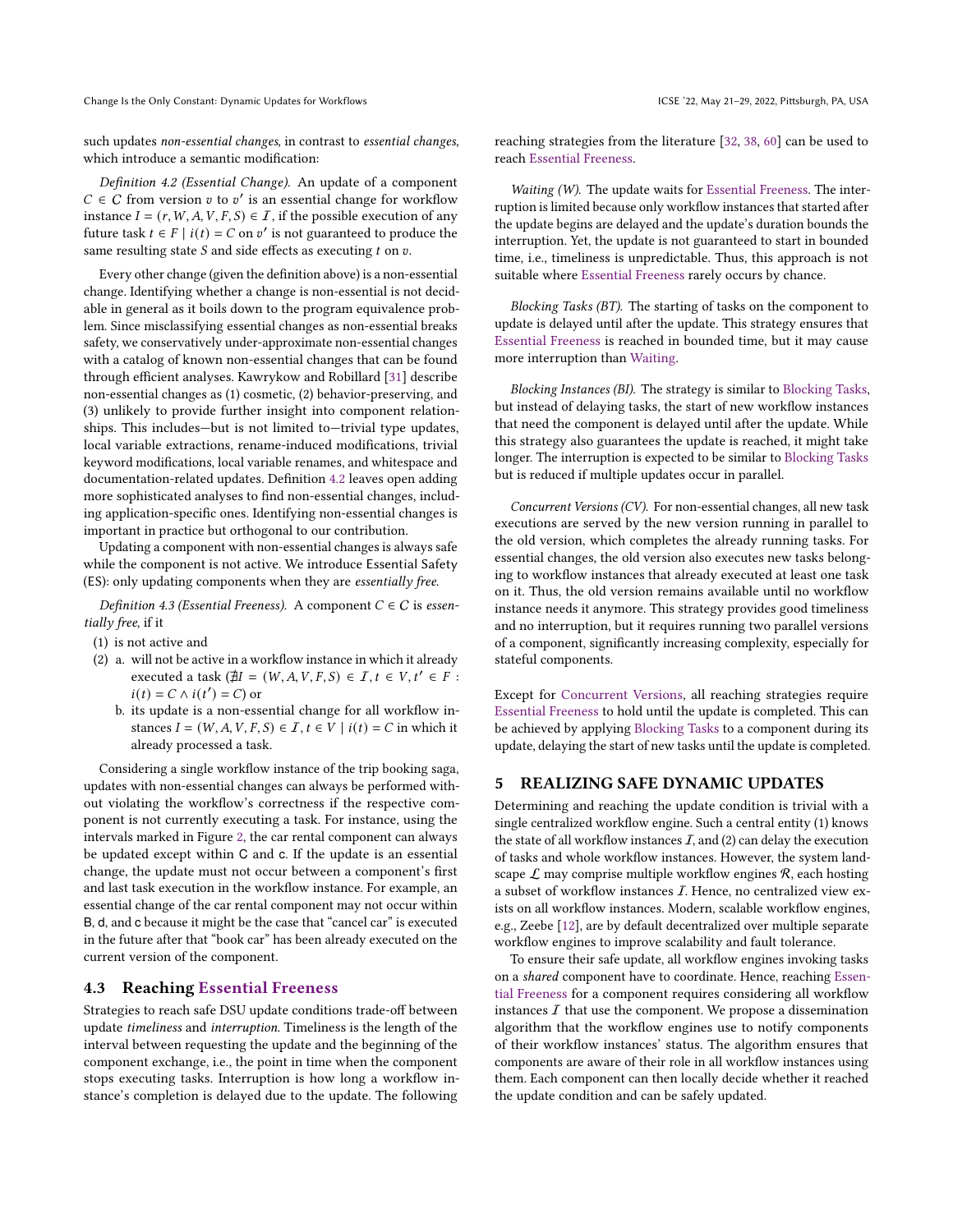such updates *non-essential changes*, in contrast to *essential changes*, which introduce a semantic modification:

*Definition 4.2 (Essential Change).* An update of a component $C \in \mathcal{C}$ from version $v$ to $v'$ is an essential change for workflow instance $I = (r, W, A, V, F, S) \in \mathcal{I}$, if the possible execution of any future task $t \in F \mid i(t) = C$ on $v'$ is not guaranteed to produce the same resulting state $S$ and side effects as executing $t$ on $v$.

Every other change (given the definition above) is a non-essential change. Identifying whether a change is non-essential is not decidable in general as it boils down to the program equivalence problem. Since misclassifying essential changes as non-essential breaks safety, we conservatively under-approximate non-essential changes with a catalog of known non-essential changes that can be found through efficient analyses. Kawrykow and Robillard [31] describe non-essential changes as (1) cosmetic, (2) behavior-preserving, and (3) unlikely to provide further insight into component relationships. This includes—but is not limited to—trivial type updates, local variable extractions, rename-induced modifications, trivial keyword modifications, local variable renames, and whitespace and documentation-related updates. Definition 4.2 leaves open adding more sophisticated analyses to find non-essential changes, including application-specific ones. Identifying non-essential changes is important in practice but orthogonal to our contribution.

Updating a component with non-essential changes is always safe while the component is not active. We introduce Essential Safety (ES): only updating components when they are *essentially free*.

*Definition 4.3 (Essential Freeness).* A component $C \in \mathcal{C}$ is *essentially free*, if it

(1) is not active and
(2) a. will not be active in a workflow instance in which it already executed a task ($\nexists I = (W, A, V, F, S) \in \mathcal{I}, t \in V, t' \in F : i(t) = C \wedge i(t') = C$) or
   b. its update is a non-essential change for all workflow instances $I = (W, A, V, F, S) \in \mathcal{I}, t \in V \mid i(t) = C$ in which it already processed a task.

Considering a single workflow instance of the trip booking saga, updates with non-essential changes can always be performed without violating the workflow's correctness if the respective component is not currently executing a task. For instance, using the intervals marked in Figure 2, the car rental component can always be updated except within C and c. If the update is an essential change, the update must not occur between a component's first and last task execution in the workflow instance. For example, an essential change of the car rental component may not occur within B, d, and c because it might be the case that "cancel car" is executed in the future after that "book car" has been already executed on the current version of the component.

### 4.3 Reaching Essential Freeness

Strategies to reach safe DSU update conditions trade-off between update *timeliness* and *interruption*. Timeliness is the length of the interval between requesting the update and the beginning of the component exchange, i.e., the point in time when the component stops executing tasks. Interruption is how long a workflow instance's completion is delayed due to the update. The following reaching strategies from the literature [32, 38, 60] can be used to reach Essential Freeness.

*Waiting (W).* The update waits for Essential Freeness. The interruption is limited because only workflow instances that started after the update begins are delayed and the update's duration bounds the interruption. Yet, the update is not guaranteed to start in bounded time, i.e., timeliness is unpredictable. Thus, this approach is not suitable where Essential Freeness rarely occurs by chance.

*Blocking Tasks (BT).* The starting of tasks on the component to update is delayed until after the update. This strategy ensures that Essential Freeness is reached in bounded time, but it may cause more interruption than Waiting.

*Blocking Instances (BI).* The strategy is similar to Blocking Tasks, but instead of delaying tasks, the start of new workflow instances that need the component is delayed until after the update. While this strategy also guarantees the update is reached, it might take longer. The interruption is expected to be similar to Blocking Tasks but is reduced if multiple updates occur in parallel.

*Concurrent Versions (CV).* For non-essential changes, all new task executions are served by the new version running in parallel to the old version, which completes the already running tasks. For essential changes, the old version also executes new tasks belonging to workflow instances that already executed at least one task on it. Thus, the old version remains available until no workflow instance needs it anymore. This strategy provides good timeliness and no interruption, but it requires running two parallel versions of a component, significantly increasing complexity, especially for stateful components.

Except for Concurrent Versions, all reaching strategies require Essential Freeness to hold until the update is completed. This can be achieved by applying Blocking Tasks to a component during its update, delaying the start of new tasks until the update is completed.

## 5 REALIZING SAFE DYNAMIC UPDATES

Determining and reaching the update condition is trivial with a single centralized workflow engine. Such a central entity (1) knows the state of all workflow instances $\mathcal{I}$, and (2) can delay the execution of tasks and whole workflow instances. However, the system landscape $\mathcal{L}$ may comprise multiple workflow engines $\mathcal{R}$, each hosting a subset of workflow instances $\mathcal{I}$. Hence, no centralized view exists on all workflow instances. Modern, scalable workflow engines, e.g., Zeebe [12], are by default decentralized over multiple separate workflow engines to improve scalability and fault tolerance.

To ensure their safe update, all workflow engines invoking tasks on a *shared* component have to coordinate. Hence, reaching Essential Freeness for a component requires considering all workflow instances $\mathcal{I}$ that use the component. We propose a dissemination algorithm that the workflow engines use to notify components of their workflow instances' status. The algorithm ensures that components are aware of their role in all workflow instances using them. Each component can then locally decide whether it reached the update condition and can be safely updated.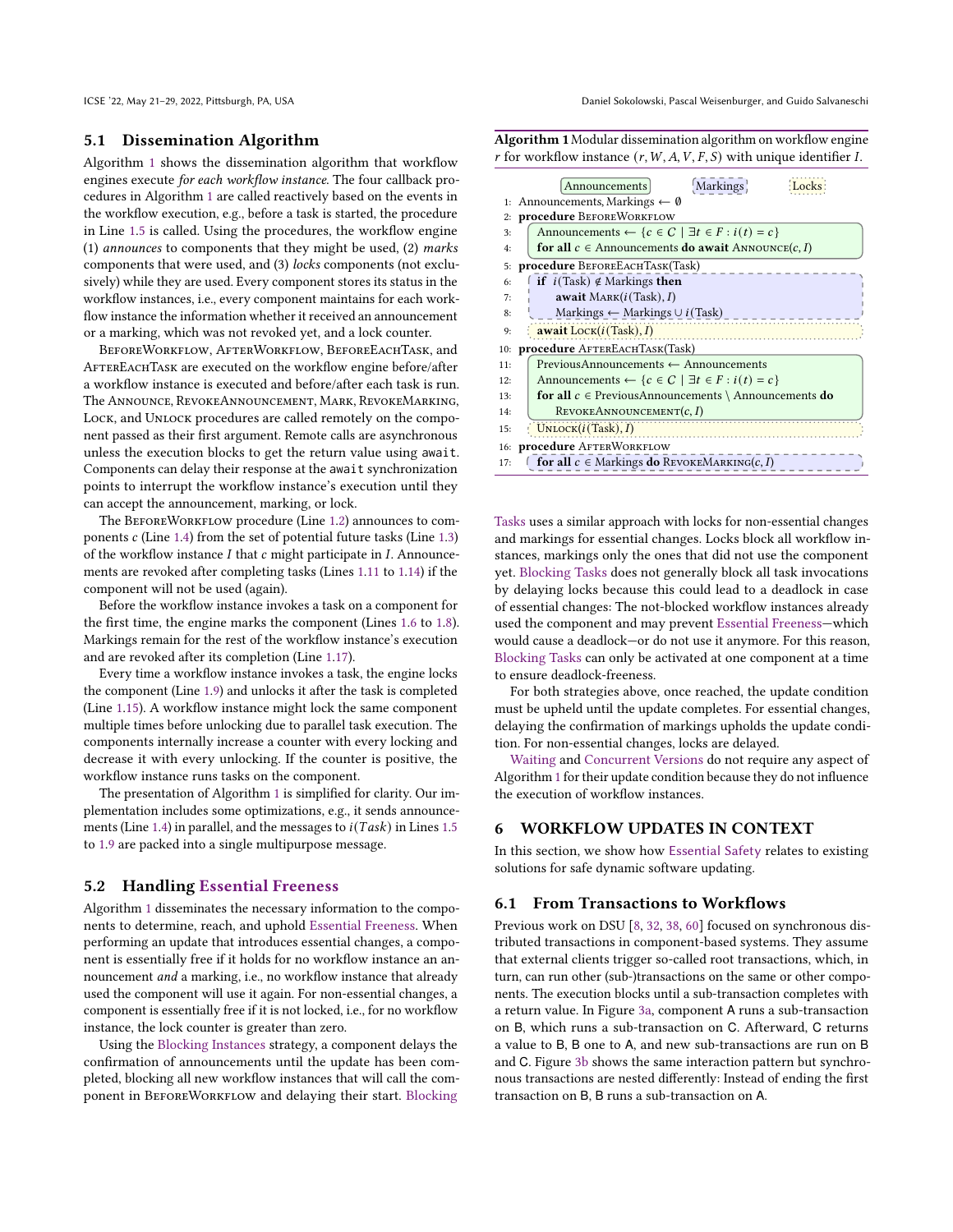## 5.1 Dissemination Algorithm

Algorithm 1 shows the dissemination algorithm that workflow engines execute *for each workflow instance*. The four callback procedures in Algorithm 1 are called reactively based on the events in the workflow execution, e.g., before a task is started, the procedure in Line 1.5 is called. Using the procedures, the workflow engine (1) *announces* to components that they might be used, (2) *marks* components that were used, and (3) *locks* components (not exclusively) while they are used. Every component stores its status in the workflow instances, i.e., every component maintains for each workflow instance the information whether it received an announcement or a marking, which was not revoked yet, and a lock counter.

BeforeWorkflow, AfterWorkflow, BeforeEachTask, and AfterEachTask are executed on the workflow engine before/after a workflow instance is executed and before/after each task is run. The Announce, RevokeAnnouncement, Mark, RevokeMarking, Lock, and Unlock procedures are called remotely on the component passed as their first argument. Remote calls are asynchronous unless the execution blocks to get the return value using `await`. Components can delay their response at the `await` synchronization points to interrupt the workflow instance's execution until they can accept the announcement, marking, or lock.

The BeforeWorkflow procedure (Line 1.2) announces to components $c$ (Line 1.4) from the set of potential future tasks (Line 1.3) of the workflow instance $I$ that $c$ might participate in $I$. Announcements are revoked after completing tasks (Lines 1.11 to 1.14) if the component will not be used (again).

Before the workflow instance invokes a task on a component for the first time, the engine marks the component (Lines 1.6 to 1.8). Markings remain for the rest of the workflow instance's execution and are revoked after its completion (Line 1.17).

Every time a workflow instance invokes a task, the engine locks the component (Line 1.9) and unlocks it after the task is completed (Line 1.15). A workflow instance might lock the same component multiple times before unlocking due to parallel task execution. The components internally increase a counter with every locking and decrease it with every unlocking. If the counter is positive, the workflow instance runs tasks on the component.

The presentation of Algorithm 1 is simplified for clarity. Our implementation includes some optimizations, e.g., it sends announcements (Line 1.4) in parallel, and the messages to $i(Task)$ in Lines 1.5 to 1.9 are packed into a single multipurpose message.

**Algorithm 1** Modular dissemination algorithm on workflow engine $r$ for workflow instance $(r, W, A, V, F, S)$ with unique identifier $I$.

```
[Announcements]   [Markings]   [Locks]
1:  Announcements, Markings ← ∅
2:  procedure BeforeWorkflow
3:      Announcements ← {c ∈ C | ∃t ∈ F : i(t) = c}
4:      for all c ∈ Announcements do await Announce(c, I)
5:  procedure BeforeEachTask(Task)
6:      if i(Task) ∉ Markings then
7:          await Mark(i(Task), I)
8:          Markings ← Markings ∪ i(Task)
9:      await Lock(i(Task), I)
10: procedure AfterEachTask(Task)
11:     PreviousAnnouncements ← Announcements
12:     Announcements ← {c ∈ C | ∃t ∈ F : i(t) = c}
13:     for all c ∈ PreviousAnnouncements \ Announcements do
14:         RevokeAnnouncement(c, I)
15:     Unlock(i(Task), I)
16: procedure AfterWorkflow
17:     for all c ∈ Markings do RevokeMarking(c, I)
```

## 5.2 Handling Essential Freeness

Algorithm 1 disseminates the necessary information to the components to determine, reach, and uphold Essential Freeness. When performing an update that introduces essential changes, a component is essentially free if it holds for no workflow instance an announcement *and* a marking, i.e., no workflow instance that already used the component will use it again. For non-essential changes, a component is essentially free if it is not locked, i.e., for no workflow instance, the lock counter is greater than zero.

Using the Blocking Instances strategy, a component delays the confirmation of announcements until the update has been completed, blocking all new workflow instances that will call the component in BeforeWorkflow and delaying their start. Blocking Tasks uses a similar approach with locks for non-essential changes and markings for essential changes. Locks block all workflow instances, markings only the ones that did not use the component yet. Blocking Tasks does not generally block all task invocations by delaying locks because this could lead to a deadlock in case of essential changes: The not-blocked workflow instances already used the component and may prevent Essential Freeness—which would cause a deadlock—or do not use it anymore. For this reason, Blocking Tasks can only be activated at one component at a time to ensure deadlock-freeness.

For both strategies above, once reached, the update condition must be upheld until the update completes. For essential changes, delaying the confirmation of markings upholds the update condition. For non-essential changes, locks are delayed.

Waiting and Concurrent Versions do not require any aspect of Algorithm 1 for their update condition because they do not influence the execution of workflow instances.

# 6 WORKFLOW UPDATES IN CONTEXT

In this section, we show how Essential Safety relates to existing solutions for safe dynamic software updating.

## 6.1 From Transactions to Workflows

Previous work on DSU [8, 32, 38, 60] focused on synchronous distributed transactions in component-based systems. They assume that external clients trigger so-called root transactions, which, in turn, can run other (sub-)transactions on the same or other components. The execution blocks until a sub-transaction completes with a return value. In Figure 3a, component A runs a sub-transaction on B, which runs a sub-transaction on C. Afterward, C returns a value to B, B one to A, and new sub-transactions are run on B and C. Figure 3b shows the same interaction pattern but synchronous transactions are nested differently: Instead of ending the first transaction on B, B runs a sub-transaction on A.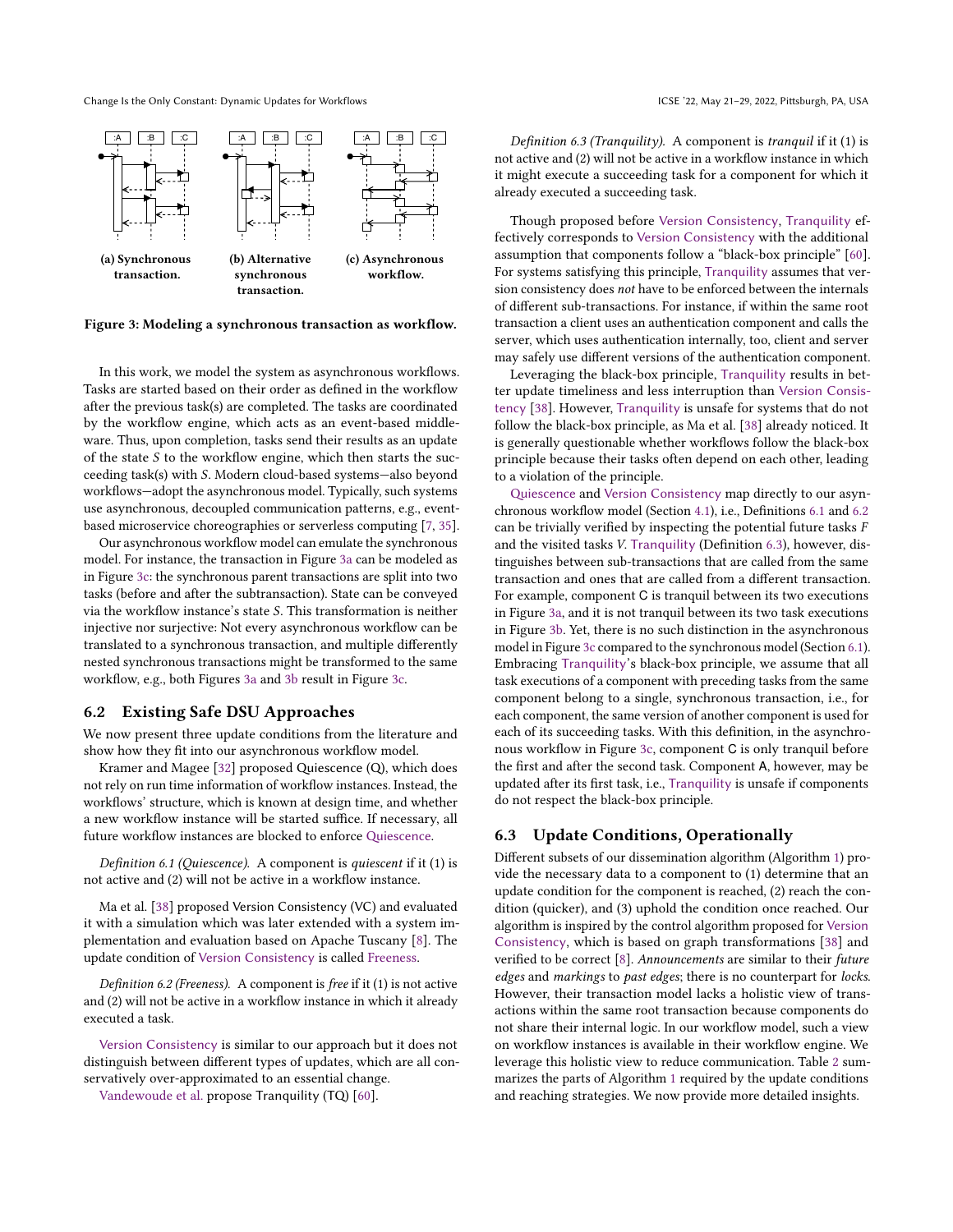(a) Synchronous transaction.

(b) Alternative synchronous transaction.

(c) Asynchronous workflow.

**Figure 3: Modeling a synchronous transaction as workflow.**

In this work, we model the system as asynchronous workflows. Tasks are started based on their order as defined in the workflow after the previous task(s) are completed. The tasks are coordinated by the workflow engine, which acts as an event-based middleware. Thus, upon completion, tasks send their results as an update of the state $S$ to the workflow engine, which then starts the succeeding task(s) with $S$. Modern cloud-based systems—also beyond workflows—adopt the asynchronous model. Typically, such systems use asynchronous, decoupled communication patterns, e.g., event-based microservice choreographies or serverless computing [7, 35].

Our asynchronous workflow model can emulate the synchronous model. For instance, the transaction in Figure 3a can be modeled as in Figure 3c: the synchronous parent transactions are split into two tasks (before and after the subtransaction). State can be conveyed via the workflow instance's state $S$. This transformation is neither injective nor surjective: Not every asynchronous workflow can be translated to a synchronous transaction, and multiple differently nested synchronous transactions might be transformed to the same workflow, e.g., both Figures 3a and 3b result in Figure 3c.

## 6.2 Existing Safe DSU Approaches

We now present three update conditions from the literature and show how they fit into our asynchronous workflow model.

Kramer and Magee [32] proposed Quiescence (Q), which does not rely on run time information of workflow instances. Instead, the workflows' structure, which is known at design time, and whether a new workflow instance will be started suffice. If necessary, all future workflow instances are blocked to enforce Quiescence.

*Definition 6.1 (Quiescence).* A component is *quiescent* if it (1) is not active and (2) will not be active in a workflow instance.

Ma et al. [38] proposed Version Consistency (VC) and evaluated it with a simulation which was later extended with a system implementation and evaluation based on Apache Tuscany [8]. The update condition of Version Consistency is called Freeness.

*Definition 6.2 (Freeness).* A component is *free* if it (1) is not active and (2) will not be active in a workflow instance in which it already executed a task.

Version Consistency is similar to our approach but it does not distinguish between different types of updates, which are all conservatively over-approximated to an essential change.

Vandewoude et al. propose Tranquility (TQ) [60].

*Definition 6.3 (Tranquility).* A component is *tranquil* if it (1) is not active and (2) will not be active in a workflow instance in which it might execute a succeeding task for a component for which it already executed a succeeding task.

Though proposed before Version Consistency, Tranquility effectively corresponds to Version Consistency with the additional assumption that components follow a "black-box principle" [60]. For systems satisfying this principle, Tranquility assumes that version consistency does *not* have to be enforced between the internals of different sub-transactions. For instance, if within the same root transaction a client uses an authentication component and calls the server, which uses authentication internally, too, client and server may safely use different versions of the authentication component.

Leveraging the black-box principle, Tranquility results in better update timeliness and less interruption than Version Consistency [38]. However, Tranquility is unsafe for systems that do not follow the black-box principle, as Ma et al. [38] already noticed. It is generally questionable whether workflows follow the black-box principle because their tasks often depend on each other, leading to a violation of the principle.

Quiescence and Version Consistency map directly to our asynchronous workflow model (Section 4.1), i.e., Definitions 6.1 and 6.2 can be trivially verified by inspecting the potential future tasks $F$ and the visited tasks $V$. Tranquility (Definition 6.3), however, distinguishes between sub-transactions that are called from the same transaction and ones that are called from a different transaction. For example, component C is tranquil between its two executions in Figure 3a, and it is not tranquil between its two task executions in Figure 3b. Yet, there is no such distinction in the asynchronous model in Figure 3c compared to the synchronous model (Section 6.1). Embracing Tranquility's black-box principle, we assume that all task executions of a component with preceding tasks from the same component belong to a single, synchronous transaction, i.e., for each component, the same version of another component is used for each of its succeeding tasks. With this definition, in the asynchronous workflow in Figure 3c, component C is only tranquil before the first and after the second task. Component A, however, may be updated after its first task, i.e., Tranquility is unsafe if components do not respect the black-box principle.

## 6.3 Update Conditions, Operationally

Different subsets of our dissemination algorithm (Algorithm 1) provide the necessary data to a component to (1) determine that an update condition for the component is reached, (2) reach the condition (quicker), and (3) uphold the condition once reached. Our algorithm is inspired by the control algorithm proposed for Version Consistency, which is based on graph transformations [38] and verified to be correct [8]. *Announcements* are similar to their *future edges* and *markings* to *past edges*; there is no counterpart for *locks*. However, their transaction model lacks a holistic view of transactions within the same root transaction because components do not share their internal logic. In our workflow model, such a view on workflow instances is available in their workflow engine. We leverage this holistic view to reduce communication. Table 2 summarizes the parts of Algorithm 1 required by the update conditions and reaching strategies. We now provide more detailed insights.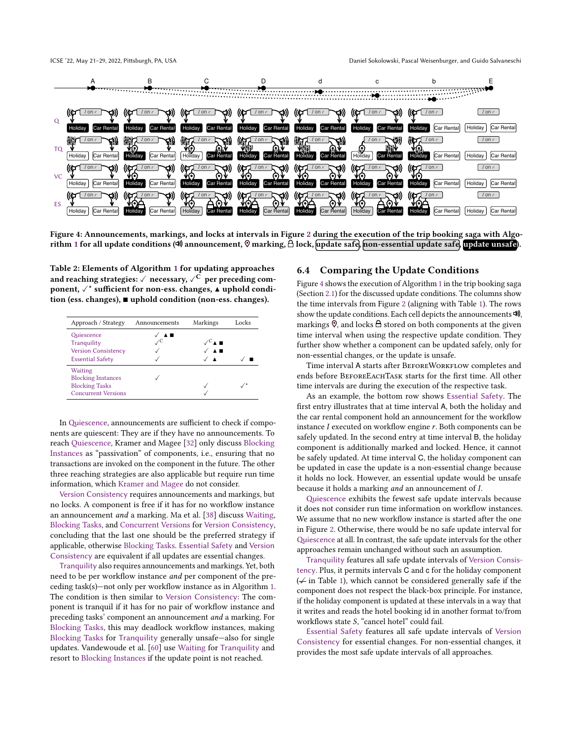Figure 4: Announcements, markings, and locks at intervals in Figure 2 during the execution of the trip booking saga with Algorithm 1 for all update conditions (🔊) announcement, ⚲ marking, 🔒 lock, update safe, non-essential update safe, update unsafe).

**Table 2: Elements of Algorithm 1 for updating approaches and reaching strategies: ✓ necessary, ✓$^{C}$ per preceding component, ✓* sufficient for non-ess. changes, ▲ uphold condition (ess. changes), ■ uphold condition (non-ess. changes).**

| Approach / Strategy | Announcements | Markings | Locks |
|---|---|---|---|
| Quiescence | ✓ ▲■ | | |
| Tranquility | ✓$^{C}$ | ✓$^{C}$▲■ | |
| Version Consistency | ✓ | ✓ ▲■ | |
| Essential Safety | ✓ | ✓ ▲ | ✓ ■ |
| Waiting | | | |
| Blocking Instances | ✓ | | |
| Blocking Tasks | | ✓ | ✓* |
| Concurrent Versions | | ✓ | |

In Quiescence, announcements are sufficient to check if components are quiescent: They are if they have no announcements. To reach Quiescence, Kramer and Magee [32] only discuss Blocking Instances as "passivation" of components, i.e., ensuring that no transactions are invoked on the component in the future. The other three reaching strategies are also applicable but require run time information, which Kramer and Magee do not consider.

Version Consistency requires announcements and markings, but no locks. A component is free if it has for no workflow instance an announcement *and* a marking. Ma et al. [38] discuss Waiting, Blocking Tasks, and Concurrent Versions for Version Consistency, concluding that the last one should be the preferred strategy if applicable, otherwise Blocking Tasks. Essential Safety and Version Consistency are equivalent if all updates are essential changes.

Tranquility also requires announcements and markings. Yet, both need to be per workflow instance *and* per component of the preceding task(s)—not only per workflow instance as in Algorithm 1. The condition is then similar to Version Consistency: The component is tranquil if it has for no pair of workflow instance and preceding tasks' component an announcement *and* a marking. For Blocking Tasks, this may deadlock workflow instances, making Blocking Tasks for Tranquility generally unsafe—also for single updates. Vandewoude et al. [60] use Waiting for Tranquility and resort to Blocking Instances if the update point is not reached.

## 6.4 Comparing the Update Conditions

Figure 4 shows the execution of Algorithm 1 in the trip booking saga (Section 2.1) for the discussed update conditions. The columns show the time intervals from Figure 2 (aligning with Table 1). The rows show the update conditions. Each cell depicts the announcements 🔊, markings ⚲, and locks 🔒 stored on both components at the given time interval when using the respective update condition. They further show whether a component can be updated safely, only for non-essential changes, or the update is unsafe.

Time interval A starts after BeforeWorkflow completes and ends before BeforeEachTask starts for the first time. All other time intervals are during the execution of the respective task.

As an example, the bottom row shows Essential Safety. The first entry illustrates that at time interval A, both the holiday and the car rental component hold an announcement for the workflow instance $I$ executed on workflow engine $r$. Both components can be safely updated. In the second entry at time interval B, the holiday component is additionally marked and locked. Hence, it cannot be safely updated. At time interval C, the holiday component can be updated in case the update is a non-essential change because it holds no lock. However, an essential update would be unsafe because it holds a marking *and* an announcement of $I$.

Quiescence exhibits the fewest safe update intervals because it does not consider run time information on workflow instances. We assume that no new workflow instance is started after the one in Figure 2. Otherwise, there would be no safe update interval for Quiescence at all. In contrast, the safe update intervals for the other approaches remain unchanged without such an assumption.

Tranquility features all safe update intervals of Version Consistency. Plus, it permits intervals C and c for the holiday component (✓̸ in Table 1), which cannot be considered generally safe if the component does not respect the black-box principle. For instance, if the holiday component is updated at these intervals in a way that it writes and reads the hotel booking id in another format to/from workflows state $S$, "cancel hotel" could fail.

Essential Safety features all safe update intervals of Version Consistency for essential changes. For non-essential changes, it provides the most safe update intervals of all approaches.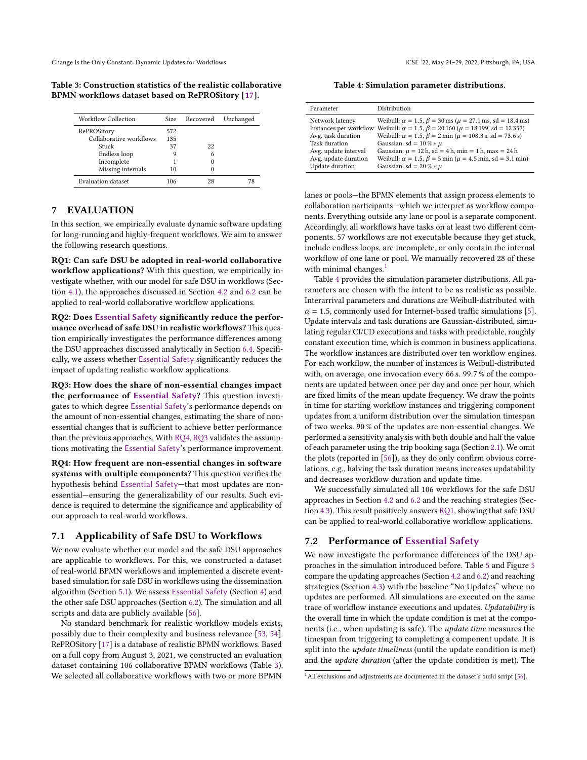Table 3: Construction statistics of the realistic collaborative BPMN workflows dataset based on RePROSitory [17].

| Workflow Collection | Size | Recovered | Unchanged |
|---|---|---|---|
| RePROSitory | 572 | | |
| Collaborative workflows | 135 | | |
| Stuck | 37 | 22 | |
| Endless loop | 9 | 6 | |
| Incomplete | 1 | 0 | |
| Missing internals | 10 | 0 | |
| Evaluation dataset | 106 | 28 | 78 |

## 7 EVALUATION

In this section, we empirically evaluate dynamic software updating for long-running and highly-frequent workflows. We aim to answer the following research questions.

**RQ1: Can safe DSU be adopted in real-world collaborative workflow applications?** With this question, we empirically investigate whether, with our model for safe DSU in workflows (Section 4.1), the approaches discussed in Section 4.2 and 6.2 can be applied to real-world collaborative workflow applications.

**RQ2: Does Essential Safety significantly reduce the performance overhead of safe DSU in realistic workflows?** This question empirically investigates the performance differences among the DSU approaches discussed analytically in Section 6.4. Specifically, we assess whether Essential Safety significantly reduces the impact of updating realistic workflow applications.

**RQ3: How does the share of non-essential changes impact the performance of Essential Safety?** This question investigates to which degree Essential Safety's performance depends on the amount of non-essential changes, estimating the share of non-essential changes that is sufficient to achieve better performance than the previous approaches. With RQ4, RQ3 validates the assumptions motivating the Essential Safety's performance improvement.

**RQ4: How frequent are non-essential changes in software systems with multiple components?** This question verifies the hypothesis behind Essential Safety—that most updates are non-essential—ensuring the generalizability of our results. Such evidence is required to determine the significance and applicability of our approach to real-world workflows.

### 7.1 Applicability of Safe DSU to Workflows

We now evaluate whether our model and the safe DSU approaches are applicable to workflows. For this, we constructed a dataset of real-world BPMN workflows and implemented a discrete event-based simulation for safe DSU in workflows using the dissemination algorithm (Section 5.1). We assess Essential Safety (Section 4) and the other safe DSU approaches (Section 6.2). The simulation and all scripts and data are publicly available [56].

No standard benchmark for realistic workflow models exists, possibly due to their complexity and business relevance [53, 54]. RePROSitory [17] is a database of realistic BPMN workflows. Based on a full copy from August 3, 2021, we constructed an evaluation dataset containing 106 collaborative BPMN workflows (Table 3). We selected all collaborative workflows with two or more BPMN lanes or pools—the BPMN elements that assign process elements to collaboration participants—which we interpret as workflow components. Everything outside any lane or pool is a separate component. Accordingly, all workflows have tasks on at least two different components. 57 workflows are not executable because they get stuck, include endless loops, are incomplete, or only contain the internal workflow of one lane or pool. We manually recovered 28 of these with minimal changes.[1]

Table 4: Simulation parameter distributions.

| Parameter | Distribution |
|---|---|
| Network latency | Weibull: $\alpha = 1.5$, $\beta = 30\,\text{ms}$ ($\mu = 27.1\,\text{ms}$, sd $= 18.4\,\text{ms}$) |
| Instances per workflow | Weibull: $\alpha = 1.5$, $\beta = 20\,160$ ($\mu = 18\,199$, sd $= 12\,357$) |
| Avg. task duration | Weibull: $\alpha = 1.5$, $\beta = 2\,\text{min}$ ($\mu = 108.3\,\text{s}$, sd $= 73.6\,\text{s}$) |
| Task duration | Gaussian: sd $= 10\,\% * \mu$ |
| Avg. update interval | Gaussian: $\mu = 12\,\text{h}$, sd $= 4\,\text{h}$, min $= 1\,\text{h}$, max $= 24\,\text{h}$ |
| Avg. update duration | Weibull: $\alpha = 1.5$, $\beta = 5\,\text{min}$ ($\mu = 4.5\,\text{min}$, sd $= 3.1\,\text{min}$) |
| Update duration | Gaussian: sd $= 20\,\% * \mu$ |

Table 4 provides the simulation parameter distributions. All parameters are chosen with the intent to be as realistic as possible. Interarrival parameters and durations are Weibull-distributed with $\alpha = 1.5$, commonly used for Internet-based traffic simulations [5]. Update intervals and task durations are Gaussian-distributed, simulating regular CI/CD executions and tasks with predictable, roughly constant execution time, which is common in business applications. The workflow instances are distributed over ten workflow engines. For each workflow, the number of instances is Weibull-distributed with, on average, one invocation every 66 s. 99.7 % of the components are updated between once per day and once per hour, which are fixed limits of the mean update frequency. We draw the points in time for starting workflow instances and triggering component updates from a uniform distribution over the simulation timespan of two weeks. 90 % of the updates are non-essential changes. We performed a sensitivity analysis with both double and half the value of each parameter using the trip booking saga (Section 2.1). We omit the plots (reported in [56]), as they do only confirm obvious correlations, e.g., halving the task duration means increases updatability and decreases workflow duration and update time.

We successfully simulated all 106 workflows for the safe DSU approaches in Section 4.2 and 6.2 and the reaching strategies (Section 4.3). This result positively answers RQ1, showing that safe DSU can be applied to real-world collaborative workflow applications.

### 7.2 Performance of Essential Safety

We now investigate the performance differences of the DSU approaches in the simulation introduced before. Table 5 and Figure 5 compare the updating approaches (Section 4.2 and 6.2) and reaching strategies (Section 4.3) with the baseline "No Updates" where no updates are performed. All simulations are executed on the same trace of workflow instance executions and updates. *Updatability* is the overall time in which the update condition is met at the components (i.e., when updating is safe). The *update time* measures the timespan from triggering to completing a component update. It is split into the *update timeliness* (until the update condition is met) and the *update duration* (after the update condition is met). The

[1] All exclusions and adjustments are documented in the dataset's build script [56].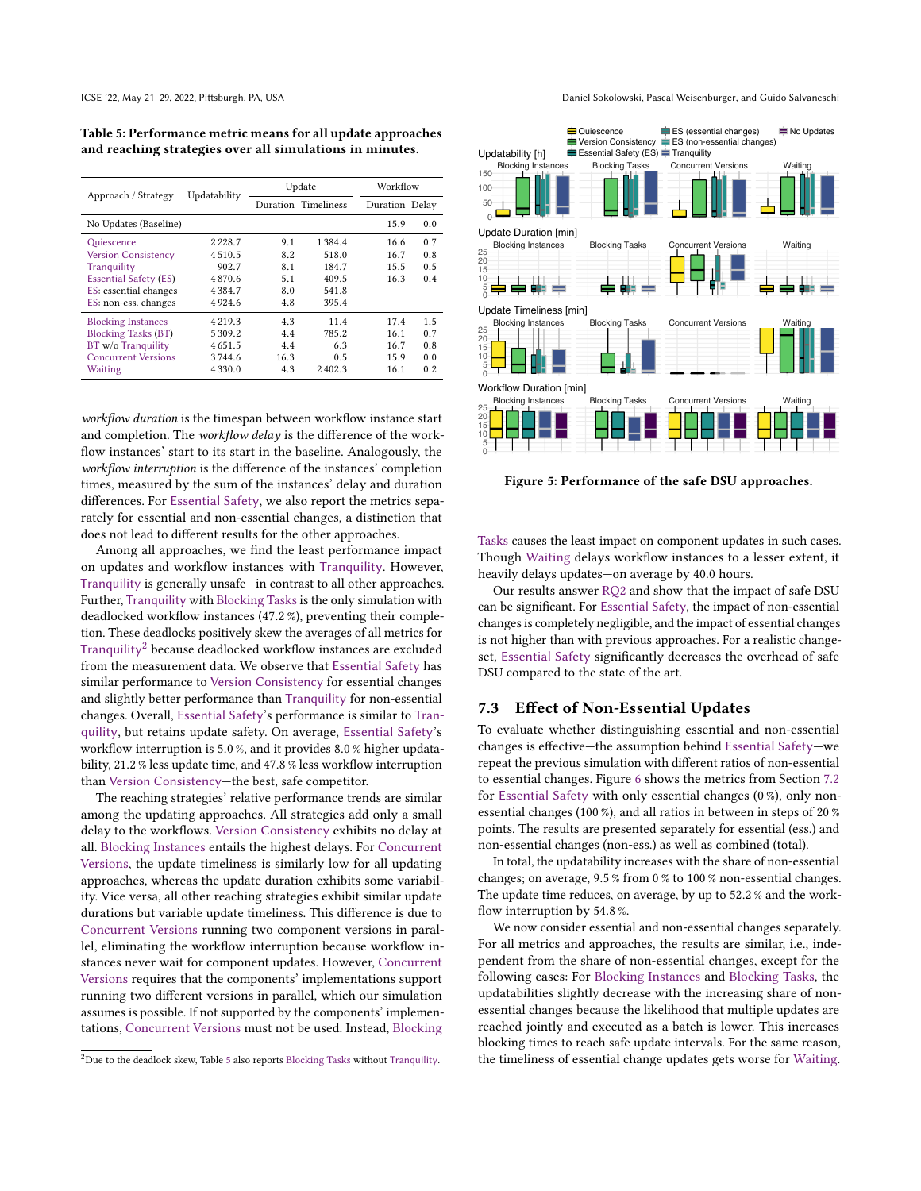**Table 5: Performance metric means for all update approaches and reaching strategies over all simulations in minutes.**

| Approach / Strategy | Updatability | Update | | Workflow | |
|---|---|---|---|---|---|
| | | Duration | Timeliness | Duration | Delay |
| No Updates (Baseline) | | | | 15.9 | 0.0 |
| Quiescence | 2 228.7 | 9.1 | 1 384.4 | 16.6 | 0.7 |
| Version Consistency | 4 510.5 | 8.2 | 518.0 | 16.7 | 0.8 |
| Tranquility | 902.7 | 8.1 | 184.7 | 15.5 | 0.5 |
| Essential Safety (ES) | 4 870.6 | 5.1 | 409.5 | 16.3 | 0.4 |
| ES: essential changes | 4 384.7 | 8.0 | 541.8 | | |
| ES: non-ess. changes | 4 924.6 | 4.8 | 395.4 | | |
| Blocking Instances | 4 219.3 | 4.3 | 11.4 | 17.4 | 1.5 |
| Blocking Tasks (BT) | 5 309.2 | 4.4 | 785.2 | 16.1 | 0.7 |
| BT w/o Tranquility | 4 651.5 | 4.4 | 6.3 | 16.7 | 0.8 |
| Concurrent Versions | 3 744.6 | 16.3 | 0.5 | 15.9 | 0.0 |
| Waiting | 4 330.0 | 4.3 | 2 402.3 | 16.1 | 0.2 |

*workflow duration* is the timespan between workflow instance start and completion. The *workflow delay* is the difference of the workflow instances' start to its start in the baseline. Analogously, the *workflow interruption* is the difference of the instances' completion times, measured by the sum of the instances' delay and duration differences. For Essential Safety, we also report the metrics separately for essential and non-essential changes, a distinction that does not lead to different results for the other approaches.

Among all approaches, we find the least performance impact on updates and workflow instances with Tranquility. However, Tranquility is generally unsafe—in contrast to all other approaches. Further, Tranquility with Blocking Tasks is the only simulation with deadlocked workflow instances (47.2 %), preventing their completion. These deadlocks positively skew the averages of all metrics for Tranquility[2] because deadlocked workflow instances are excluded from the measurement data. We observe that Essential Safety has similar performance to Version Consistency for essential changes and slightly better performance than Tranquility for non-essential changes. Overall, Essential Safety's performance is similar to Tranquility, but retains update safety. On average, Essential Safety's workflow interruption is 5.0 %, and it provides 8.0 % higher updatability, 21.2 % less update time, and 47.8 % less workflow interruption than Version Consistency—the best, safe competitor.

The reaching strategies' relative performance trends are similar among the updating approaches. All strategies add only a small delay to the workflows. Version Consistency exhibits no delay at all. Blocking Instances entails the highest delays. For Concurrent Versions, the update timeliness is similarly low for all updating approaches, whereas the update duration exhibits some variability. Vice versa, all other reaching strategies exhibit similar update durations but variable update timeliness. This difference is due to Concurrent Versions running two component versions in parallel, eliminating the workflow interruption because workflow instances never wait for component updates. However, Concurrent Versions requires that the components' implementations support running two different versions in parallel, which our simulation assumes is possible. If not supported by the components' implementations, Concurrent Versions must not be used. Instead, Blocking Tasks causes the least impact on component updates in such cases. Though Waiting delays workflow instances to a lesser extent, it heavily delays updates—on average by 40.0 hours.

[2] Due to the deadlock skew, Table 5 also reports Blocking Tasks without Tranquility.

**Figure 5: Performance of the safe DSU approaches.**

Our results answer RQ2 and show that the impact of safe DSU can be significant. For Essential Safety, the impact of non-essential changes is completely negligible, and the impact of essential changes is not higher than with previous approaches. For a realistic changeset, Essential Safety significantly decreases the overhead of safe DSU compared to the state of the art.

### 7.3 Effect of Non-Essential Updates

To evaluate whether distinguishing essential and non-essential changes is effective—the assumption behind Essential Safety—we repeat the previous simulation with different ratios of non-essential to essential changes. Figure 6 shows the metrics from Section 7.2 for Essential Safety with only essential changes (0 %), only non-essential changes (100 %), and all ratios in between in steps of 20 % points. The results are presented separately for essential (ess.) and non-essential changes (non-ess.) as well as combined (total).

In total, the updatability increases with the share of non-essential changes; on average, 9.5 % from 0 % to 100 % non-essential changes. The update time reduces, on average, by up to 52.2 % and the workflow interruption by 54.8 %.

We now consider essential and non-essential changes separately. For all metrics and approaches, the results are similar, i.e., independent from the share of non-essential changes, except for the following cases: For Blocking Instances and Blocking Tasks, the updatabilities slightly decrease with the increasing share of non-essential changes because the likelihood that multiple updates are reached jointly and executed as a batch is lower. This increases blocking times to reach safe update intervals. For the same reason, the timeliness of essential change updates gets worse for Waiting.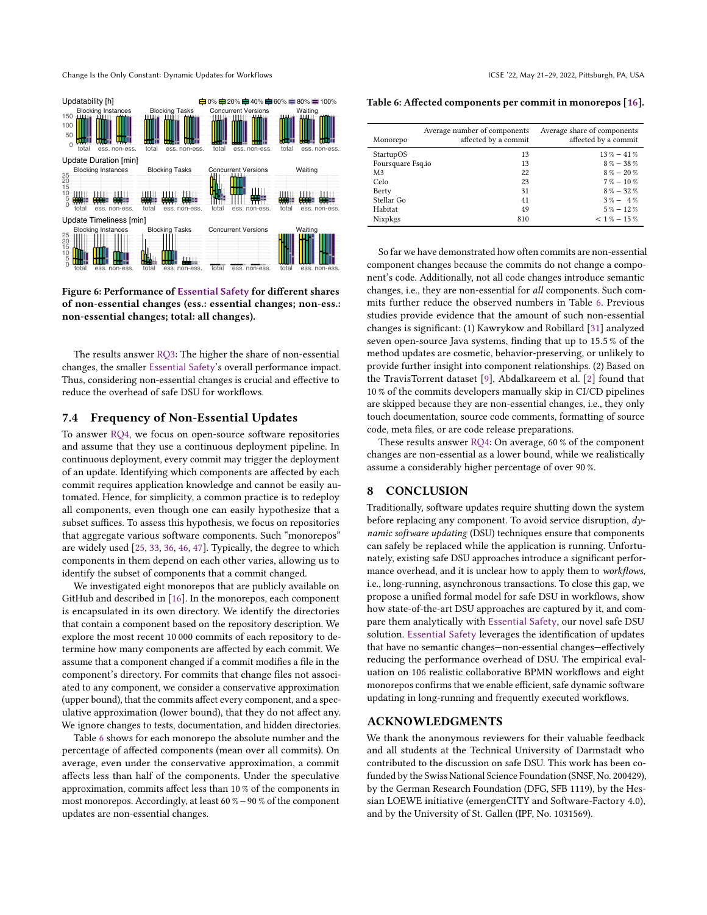Figure 6: Performance of Essential Safety for different shares of non-essential changes (ess.: essential changes; non-ess.: non-essential changes; total: all changes).

The results answer RQ3: The higher the share of non-essential changes, the smaller Essential Safety's overall performance impact. Thus, considering non-essential changes is crucial and effective to reduce the overhead of safe DSU for workflows.

## 7.4 Frequency of Non-Essential Updates

To answer RQ4, we focus on open-source software repositories and assume that they use a continuous deployment pipeline. In continuous deployment, every commit may trigger the deployment of an update. Identifying which components are affected by each commit requires application knowledge and cannot be easily automated. Hence, for simplicity, a common practice is to redeploy all components, even though one can easily hypothesize that a subset suffices. To assess this hypothesis, we focus on repositories that aggregate various software components. Such "monorepos" are widely used [25, 33, 36, 46, 47]. Typically, the degree to which components in them depend on each other varies, allowing us to identify the subset of components that a commit changed.

We investigated eight monorepos that are publicly available on GitHub and described in [16]. In the monorepos, each component is encapsulated in its own directory. We identify the directories that contain a component based on the repository description. We explore the most recent 10 000 commits of each repository to determine how many components are affected by each commit. We assume that a component changed if a commit modifies a file in the component's directory. For commits that change files not associated to any component, we consider a conservative approximation (upper bound), that the commits affect every component, and a speculative approximation (lower bound), that they do not affect any. We ignore changes to tests, documentation, and hidden directories.

Table 6 shows for each monorepo the absolute number and the percentage of affected components (mean over all commits). On average, even under the conservative approximation, a commit affects less than half of the components. Under the speculative approximation, commits affect less than 10 % of the components in most monorepos. Accordingly, at least 60 % − 90 % of the component updates are non-essential changes.

**Table 6: Affected components per commit in monorepos [16].**

| Monorepo | Average number of components affected by a commit | Average share of components affected by a commit |
|---|---|---|
| StartupOS | 13 | 13 % − 41 % |
| Foursquare Fsq.io | 13 | 8 % − 38 % |
| M3 | 22 | 8 % − 20 % |
| Celo | 23 | 7 % − 10 % |
| Berty | 31 | 8 % − 32 % |
| Stellar Go | 41 | 3 % − 4 % |
| Habitat | 49 | 5 % − 12 % |
| Nixpkgs | 810 | < 1 % − 15 % |

So far we have demonstrated how often commits are non-essential component changes because the commits do not change a component's code. Additionally, not all code changes introduce semantic changes, i.e., they are non-essential for *all* components. Such commits further reduce the observed numbers in Table 6. Previous studies provide evidence that the amount of such non-essential changes is significant: (1) Kawrykow and Robillard [31] analyzed seven open-source Java systems, finding that up to 15.5 % of the method updates are cosmetic, behavior-preserving, or unlikely to provide further insight into component relationships. (2) Based on the TravisTorrent dataset [9], Abdalkareem et al. [2] found that 10 % of the commits developers manually skip in CI/CD pipelines are skipped because they are non-essential changes, i.e., they only touch documentation, source code comments, formatting of source code, meta files, or are code release preparations.

These results answer RQ4: On average, 60 % of the component changes are non-essential as a lower bound, while we realistically assume a considerably higher percentage of over 90 %.

# 8 CONCLUSION

Traditionally, software updates require shutting down the system before replacing any component. To avoid service disruption, *dynamic software updating* (DSU) techniques ensure that components can safely be replaced while the application is running. Unfortunately, existing safe DSU approaches introduce a significant performance overhead, and it is unclear how to apply them to *workflows*, i.e., long-running, asynchronous transactions. To close this gap, we propose a unified formal model for safe DSU in workflows, show how state-of-the-art DSU approaches are captured by it, and compare them analytically with Essential Safety, our novel safe DSU solution. Essential Safety leverages the identification of updates that have no semantic changes—non-essential changes—effectively reducing the performance overhead of DSU. The empirical evaluation on 106 realistic collaborative BPMN workflows and eight monorepos confirms that we enable efficient, safe dynamic software updating in long-running and frequently executed workflows.

# ACKNOWLEDGMENTS

We thank the anonymous reviewers for their valuable feedback and all students at the Technical University of Darmstadt who contributed to the discussion on safe DSU. This work has been co-funded by the Swiss National Science Foundation (SNSF, No. 200429), by the German Research Foundation (DFG, SFB 1119), by the Hessian LOEWE initiative (emergenCITY and Software-Factory 4.0), and by the University of St. Gallen (IPF, No. 1031569).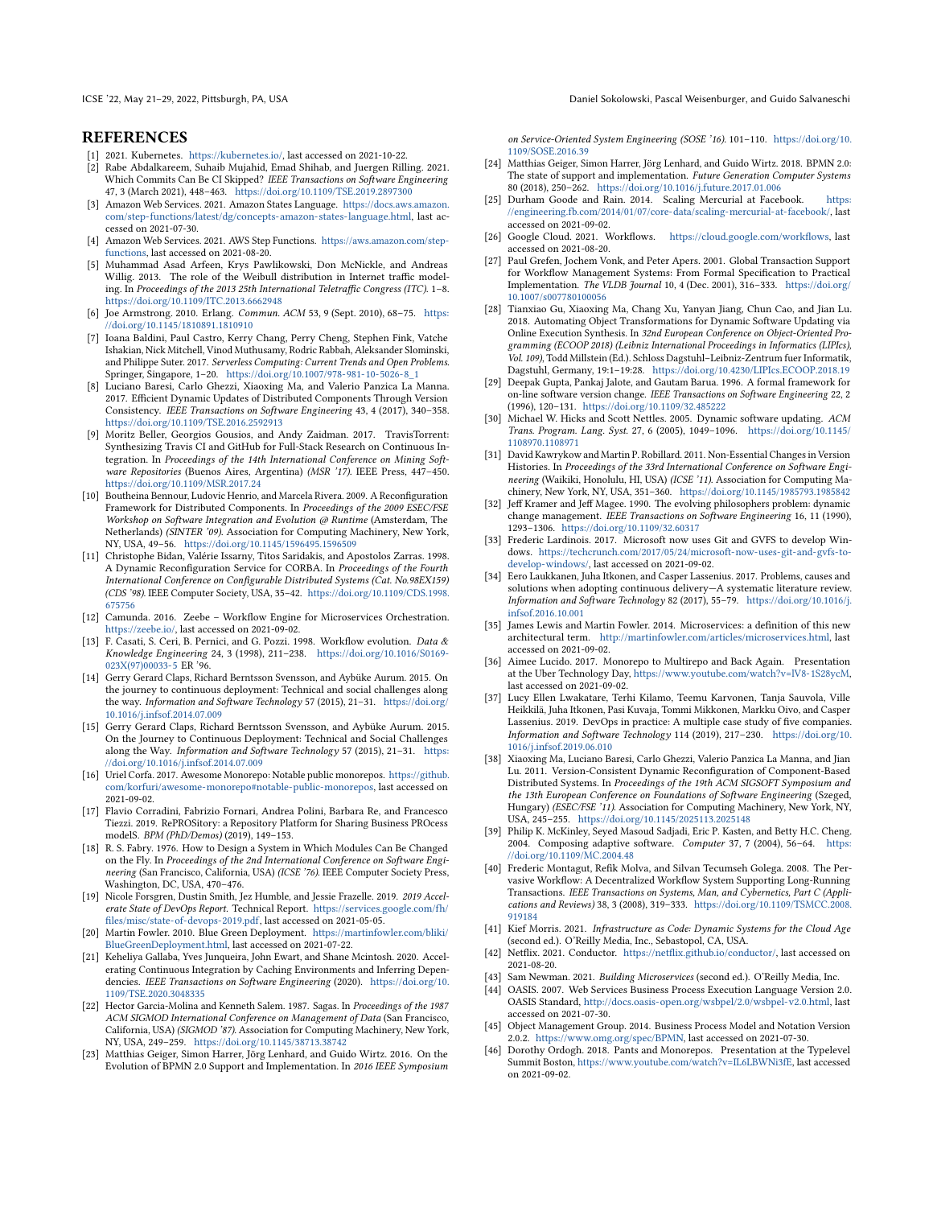# REFERENCES

[1] 2021. Kubernetes. https://kubernetes.io/, last accessed on 2021-10-22.

[2] Rabe Abdalkareem, Suhaib Mujahid, Emad Shihab, and Juergen Rilling. 2021. Which Commits Can Be CI Skipped? *IEEE Transactions on Software Engineering* 47, 3 (March 2021), 448–463. https://doi.org/10.1109/TSE.2019.2897300

[3] Amazon Web Services. 2021. Amazon States Language. https://docs.aws.amazon.com/step-functions/latest/dg/concepts-amazon-states-language.html, last accessed on 2021-07-30.

[4] Amazon Web Services. 2021. AWS Step Functions. https://aws.amazon.com/step-functions, last accessed on 2021-08-20.

[5] Muhammad Asad Arfeen, Krys Pawlikowski, Don McNickle, and Andreas Willig. 2013. The role of the Weibull distribution in Internet traffic modeling. In *Proceedings of the 2013 25th International Teletraffic Congress (ITC)*. 1–8. https://doi.org/10.1109/ITC.2013.6662948

[6] Joe Armstrong. 2010. Erlang. *Commun. ACM* 53, 9 (Sept. 2010), 68–75. https://doi.org/10.1145/1810891.1810910

[7] Ioana Baldini, Paul Castro, Kerry Chang, Perry Cheng, Stephen Fink, Vatche Ishakian, Nick Mitchell, Vinod Muthusamy, Rodric Rabbah, Aleksander Slominski, and Philippe Suter. 2017. *Serverless Computing: Current Trends and Open Problems.* Springer, Singapore, 1–20. https://doi.org/10.1007/978-981-10-5026-8_1

[8] Luciano Baresi, Carlo Ghezzi, Xiaoxing Ma, and Valerio Panzica La Manna. 2017. Efficient Dynamic Updates of Distributed Components Through Version Consistency. *IEEE Transactions on Software Engineering* 43, 4 (2017), 340–358. https://doi.org/10.1109/TSE.2016.2592913

[9] Moritz Beller, Georgios Gousios, and Andy Zaidman. 2017. TravisTorrent: Synthesizing Travis CI and GitHub for Full-Stack Research on Continuous Integration. In *Proceedings of the 14th International Conference on Mining Software Repositories* (Buenos Aires, Argentina) *(MSR '17)*. IEEE Press, 447–450. https://doi.org/10.1109/MSR.2017.24

[10] Boutheina Bennour, Ludovic Henrio, and Marcela Rivera. 2009. A Reconfiguration Framework for Distributed Components. In *Proceedings of the 2009 ESEC/FSE Workshop on Software Integration and Evolution @ Runtime* (Amsterdam, The Netherlands) *(SINTER '09)*. Association for Computing Machinery, New York, NY, USA, 49–56. https://doi.org/10.1145/1596495.1596509

[11] Christophe Bidan, Valérie Issarny, Titos Saridakis, and Apostolos Zarras. 1998. A Dynamic Reconfiguration Service for CORBA. In *Proceedings of the Fourth International Conference on Configurable Distributed Systems (Cat. No.98EX159) (CDS '98)*. IEEE Computer Society, USA, 35–42. https://doi.org/10.1109/CDS.1998.675756

[12] Camunda. 2016. Zeebe – Workflow Engine for Microservices Orchestration. https://zeebe.io/, last accessed on 2021-09-02.

[13] F. Casati, S. Ceri, B. Pernici, and G. Pozzi. 1998. Workflow evolution. *Data & Knowledge Engineering* 24, 3 (1998), 211–238. https://doi.org/10.1016/S0169-023X(97)00033-5 ER '96.

[14] Gerry Gerard Claps, Richard Berntsson Svensson, and Aybüke Aurum. 2015. On the journey to continuous deployment: Technical and social challenges along the way. *Information and Software Technology* 57 (2015), 21–31. https://doi.org/10.1016/j.infsof.2014.07.009

[15] Gerry Gerard Claps, Richard Berntsson Svensson, and Aybüke Aurum. 2015. On the Journey to Continuous Deployment: Technical and Social Challenges along the Way. *Information and Software Technology* 57 (2015), 21–31. https://doi.org/10.1016/j.infsof.2014.07.009

[16] Uriel Corfa. 2017. Awesome Monorepo: Notable public monorepos. https://github.com/korfuri/awesome-monorepo#notable-public-monorepos, last accessed on 2021-09-02.

[17] Flavio Corradini, Fabrizio Fornari, Andrea Polini, Barbara Re, and Francesco Tiezzi. 2019. RePROSitory: a Repository Platform for Sharing Business PROcess modelS. *BPM (PhD/Demos)* (2019), 149–153.

[18] R. S. Fabry. 1976. How to Design a System in Which Modules Can Be Changed on the Fly. In *Proceedings of the 2nd International Conference on Software Engineering* (San Francisco, California, USA) *(ICSE '76)*. IEEE Computer Society Press, Washington, DC, USA, 470–476.

[19] Nicole Forsgren, Dustin Smith, Jez Humble, and Jessie Frazelle. 2019. *2019 Accelerate State of DevOps Report.* Technical Report. https://services.google.com/fh/files/misc/state-of-devops-2019.pdf, last accessed on 2021-05-05.

[20] Martin Fowler. 2010. Blue Green Deployment. https://martinfowler.com/bliki/BlueGreenDeployment.html, last accessed on 2021-07-22.

[21] Keheliya Gallaba, Yves Junqueira, John Ewart, and Shane Mcintosh. 2020. Accelerating Continuous Integration by Caching Environments and Inferring Dependencies. *IEEE Transactions on Software Engineering* (2020). https://doi.org/10.1109/TSE.2020.3048335

[22] Hector Garcia-Molina and Kenneth Salem. 1987. Sagas. In *Proceedings of the 1987 ACM SIGMOD International Conference on Management of Data* (San Francisco, California, USA) *(SIGMOD '87)*. Association for Computing Machinery, New York, NY, USA, 249–259. https://doi.org/10.1145/38713.38742

[23] Matthias Geiger, Simon Harrer, Jörg Lenhard, and Guido Wirtz. 2016. On the Evolution of BPMN 2.0 Support and Implementation. In *2016 IEEE Symposium on Service-Oriented System Engineering (SOSE '16)*. 101–110. https://doi.org/10.1109/SOSE.2016.39

[24] Matthias Geiger, Simon Harrer, Jörg Lenhard, and Guido Wirtz. 2018. BPMN 2.0: The state of support and implementation. *Future Generation Computer Systems* 80 (2018), 250–262. https://doi.org/10.1016/j.future.2017.01.006

[25] Durham Goode and Rain. 2014. Scaling Mercurial at Facebook. https://engineering.fb.com/2014/01/07/core-data/scaling-mercurial-at-facebook/, last accessed on 2021-09-02.

[26] Google Cloud. 2021. Workflows. https://cloud.google.com/workflows, last accessed on 2021-08-20.

[27] Paul Grefen, Jochem Vonk, and Peter Apers. 2001. Global Transaction Support for Workflow Management Systems: From Formal Specification to Practical Implementation. *The VLDB Journal* 10, 4 (Dec. 2001), 316–333. https://doi.org/10.1007/s007780100056

[28] Tianxiao Gu, Xiaoxing Ma, Chang Xu, Yanyan Jiang, Chun Cao, and Jian Lu. 2018. Automating Object Transformations for Dynamic Software Updating via Online Execution Synthesis. In *32nd European Conference on Object-Oriented Programming (ECOOP 2018) (Leibniz International Proceedings in Informatics (LIPIcs), Vol. 109)*, Todd Millstein (Ed.). Schloss Dagstuhl–Leibniz-Zentrum fuer Informatik, Dagstuhl, Germany, 19:1–19:28. https://doi.org/10.4230/LIPIcs.ECOOP.2018.19

[29] Deepak Gupta, Pankaj Jalote, and Gautam Barua. 1996. A formal framework for on-line software version change. *IEEE Transactions on Software Engineering* 22, 2 (1996), 120–131. https://doi.org/10.1109/32.485222

[30] Michael W. Hicks and Scott Nettles. 2005. Dynamic software updating. *ACM Trans. Program. Lang. Syst.* 27, 6 (2005), 1049–1096. https://doi.org/10.1145/1108970.1108971

[31] David Kawrykow and Martin P. Robillard. 2011. Non-Essential Changes in Version Histories. In *Proceedings of the 33rd International Conference on Software Engineering* (Waikiki, Honolulu, HI, USA) *(ICSE '11)*. Association for Computing Machinery, New York, NY, USA, 351–360. https://doi.org/10.1145/1985793.1985842

[32] Jeff Kramer and Jeff Magee. 1990. The evolving philosophers problem: dynamic change management. *IEEE Transactions on Software Engineering* 16, 11 (1990), 1293–1306. https://doi.org/10.1109/32.60317

[33] Frederic Lardinois. 2017. Microsoft now uses Git and GVFS to develop Windows. https://techcrunch.com/2017/05/24/microsoft-now-uses-git-and-gvfs-to-develop-windows/, last accessed on 2021-09-02.

[34] Eero Laukkanen, Juha Itkonen, and Casper Lassenius. 2017. Problems, causes and solutions when adopting continuous delivery—A systematic literature review. *Information and Software Technology* 82 (2017), 55–79. https://doi.org/10.1016/j.infsof.2016.10.001

[35] James Lewis and Martin Fowler. 2014. Microservices: a definition of this new architectural term. http://martinfowler.com/articles/microservices.html, last accessed on 2021-09-02.

[36] Aimee Lucido. 2017. Monorepo to Multirepo and Back Again. Presentation at the Uber Technology Day, https://www.youtube.com/watch?v=lV8-1S28ycM, last accessed on 2021-09-02.

[37] Lucy Ellen Lwakatare, Terhi Kilamo, Teemu Karvonen, Tanja Sauvola, Ville Heikkilä, Juha Itkonen, Pasi Kuvaja, Tommi Mikkonen, Markku Oivo, and Casper Lassenius. 2019. DevOps in practice: A multiple case study of five companies. *Information and Software Technology* 114 (2019), 217–230. https://doi.org/10.1016/j.infsof.2019.06.010

[38] Xiaoxing Ma, Luciano Baresi, Carlo Ghezzi, Valerio Panzica La Manna, and Jian Lu. 2011. Version-Consistent Dynamic Reconfiguration of Component-Based Distributed Systems. In *Proceedings of the 19th ACM SIGSOFT Symposium and the 13th European Conference on Foundations of Software Engineering* (Szeged, Hungary) *(ESEC/FSE '11)*. Association for Computing Machinery, New York, NY, USA, 245–255. https://doi.org/10.1145/2025113.2025148

[39] Philip K. McKinley, Seyed Masoud Sadjadi, Eric P. Kasten, and Betty H.C. Cheng. 2004. Composing adaptive software. *Computer* 37, 7 (2004), 56–64. https://doi.org/10.1109/MC.2004.48

[40] Frederic Montagut, Refik Molva, and Silvan Tecumseh Golega. 2008. The Pervasive Workflow: A Decentralized Workflow System Supporting Long-Running Transactions. *IEEE Transactions on Systems, Man, and Cybernetics, Part C (Applications and Reviews)* 38, 3 (2008), 319–333. https://doi.org/10.1109/TSMCC.2008.919184

[41] Kief Morris. 2021. *Infrastructure as Code: Dynamic Systems for the Cloud Age* (second ed.). O'Reilly Media, Inc., Sebastopol, CA, USA.

[42] Netflix. 2021. Conductor. https://netflix.github.io/conductor/, last accessed on 2021-08-20.

[43] Sam Newman. 2021. *Building Microservices* (second ed.). O'Reilly Media, Inc.

[44] OASIS. 2007. Web Services Business Process Execution Language Version 2.0. OASIS Standard, http://docs.oasis-open.org/wsbpel/2.0/wsbpel-v2.0.html, last accessed on 2021-07-30.

[45] Object Management Group. 2014. Business Process Model and Notation Version 2.0.2. https://www.omg.org/spec/BPMN, last accessed on 2021-07-30.

[46] Dorothy Ordogh. 2018. Pants and Monorepos. Presentation at the Typelevel Summit Boston, https://www.youtube.com/watch?v=IL6LBWNi3fE, last accessed on 2021-09-02.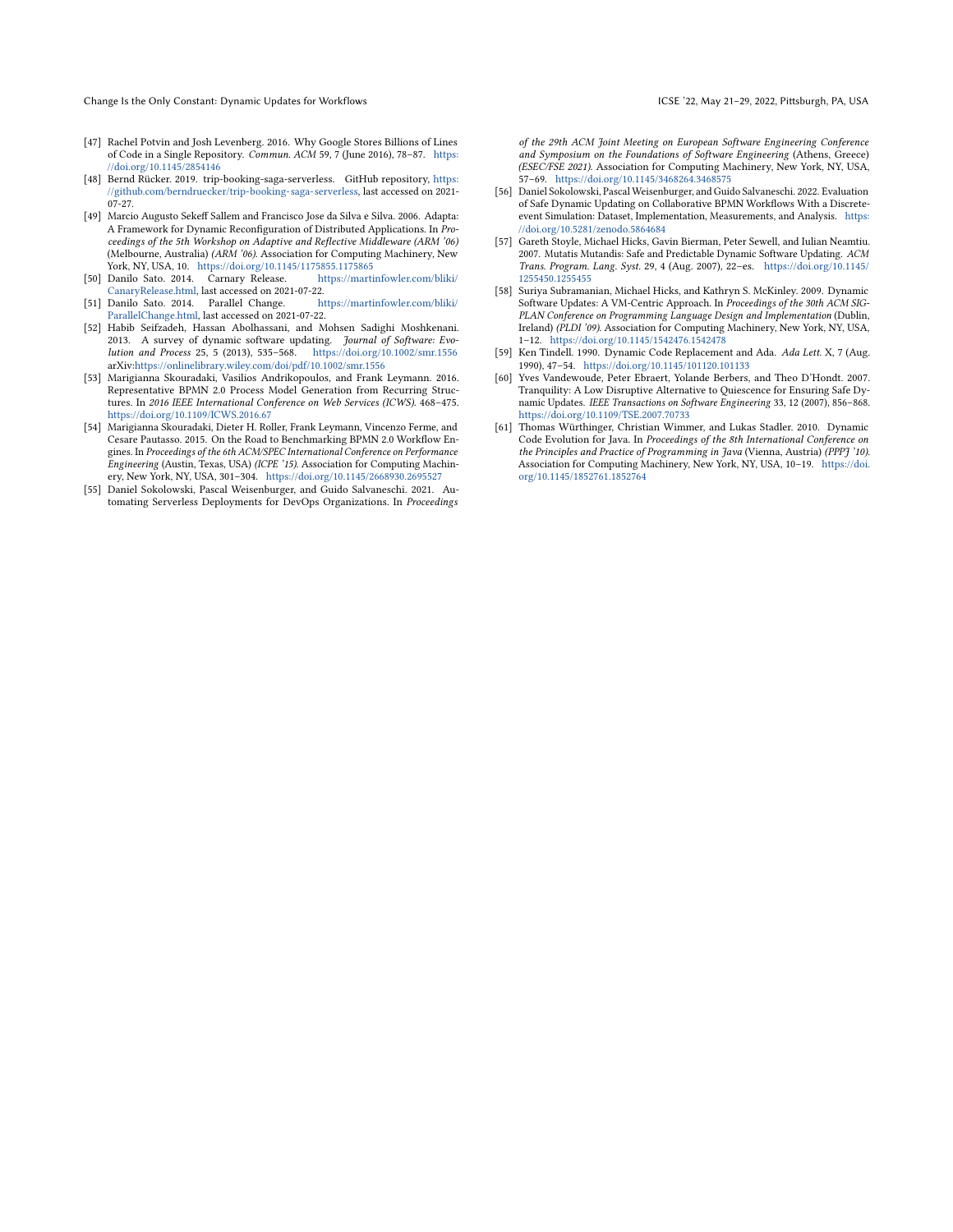- [47] Rachel Potvin and Josh Levenberg. 2016. Why Google Stores Billions of Lines of Code in a Single Repository. *Commun. ACM* 59, 7 (June 2016), 78–87. https://doi.org/10.1145/2854146
- [48] Bernd Rücker. 2019. trip-booking-saga-serverless. GitHub repository, https://github.com/berndruecker/trip-booking-saga-serverless, last accessed on 2021-07-27.
- [49] Marcio Augusto Sekeff Sallem and Francisco Jose da Silva e Silva. 2006. Adapta: A Framework for Dynamic Reconfiguration of Distributed Applications. In *Proceedings of the 5th Workshop on Adaptive and Reflective Middleware (ARM '06)* (Melbourne, Australia) *(ARM '06)*. Association for Computing Machinery, New York, NY, USA, 10. https://doi.org/10.1145/1175855.1175865
- [50] Danilo Sato. 2014. Carnary Release. https://martinfowler.com/bliki/CanaryRelease.html, last accessed on 2021-07-22.
- [51] Danilo Sato. 2014. Parallel Change. https://martinfowler.com/bliki/ParallelChange.html, last accessed on 2021-07-22.
- [52] Habib Seifzadeh, Hassan Abolhassani, and Mohsen Sadighi Moshkenani. 2013. A survey of dynamic software updating. *Journal of Software: Evolution and Process* 25, 5 (2013), 535–568. https://doi.org/10.1002/smr.1556 arXiv:https://onlinelibrary.wiley.com/doi/pdf/10.1002/smr.1556
- [53] Marigianna Skouradaki, Vasilios Andrikopoulos, and Frank Leymann. 2016. Representative BPMN 2.0 Process Model Generation from Recurring Structures. In *2016 IEEE International Conference on Web Services (ICWS)*. 468–475. https://doi.org/10.1109/ICWS.2016.67
- [54] Marigianna Skouradaki, Dieter H. Roller, Frank Leymann, Vincenzo Ferme, and Cesare Pautasso. 2015. On the Road to Benchmarking BPMN 2.0 Workflow Engines. In *Proceedings of the 6th ACM/SPEC International Conference on Performance Engineering* (Austin, Texas, USA) *(ICPE '15)*. Association for Computing Machinery, New York, NY, USA, 301–304. https://doi.org/10.1145/2668930.2695527
- [55] Daniel Sokolowski, Pascal Weisenburger, and Guido Salvaneschi. 2021. Automating Serverless Deployments for DevOps Organizations. In *Proceedings of the 29th ACM Joint Meeting on European Software Engineering Conference and Symposium on the Foundations of Software Engineering* (Athens, Greece) *(ESEC/FSE 2021)*. Association for Computing Machinery, New York, NY, USA, 57–69. https://doi.org/10.1145/3468264.3468575
- [56] Daniel Sokolowski, Pascal Weisenburger, and Guido Salvaneschi. 2022. Evaluation of Safe Dynamic Updating on Collaborative BPMN Workflows With a Discrete-event Simulation: Dataset, Implementation, Measurements, and Analysis. https://doi.org/10.5281/zenodo.5864684
- [57] Gareth Stoyle, Michael Hicks, Gavin Bierman, Peter Sewell, and Iulian Neamtiu. 2007. Mutatis Mutandis: Safe and Predictable Dynamic Software Updating. *ACM Trans. Program. Lang. Syst.* 29, 4 (Aug. 2007), 22–es. https://doi.org/10.1145/1255450.1255455
- [58] Suriya Subramanian, Michael Hicks, and Kathryn S. McKinley. 2009. Dynamic Software Updates: A VM-Centric Approach. In *Proceedings of the 30th ACM SIGPLAN Conference on Programming Language Design and Implementation* (Dublin, Ireland) *(PLDI '09)*. Association for Computing Machinery, New York, NY, USA, 1–12. https://doi.org/10.1145/1542476.1542478
- [59] Ken Tindell. 1990. Dynamic Code Replacement and Ada. *Ada Lett.* X, 7 (Aug. 1990), 47–54. https://doi.org/10.1145/101120.101133
- [60] Yves Vandewoude, Peter Ebraert, Yolande Berbers, and Theo D'Hondt. 2007. Tranquility: A Low Disruptive Alternative to Quiescence for Ensuring Safe Dynamic Updates. *IEEE Transactions on Software Engineering* 33, 12 (2007), 856–868. https://doi.org/10.1109/TSE.2007.70733
- [61] Thomas Würthinger, Christian Wimmer, and Lukas Stadler. 2010. Dynamic Code Evolution for Java. In *Proceedings of the 8th International Conference on the Principles and Practice of Programming in Java* (Vienna, Austria) *(PPPJ '10)*. Association for Computing Machinery, New York, NY, USA, 10–19. https://doi.org/10.1145/1852761.1852764